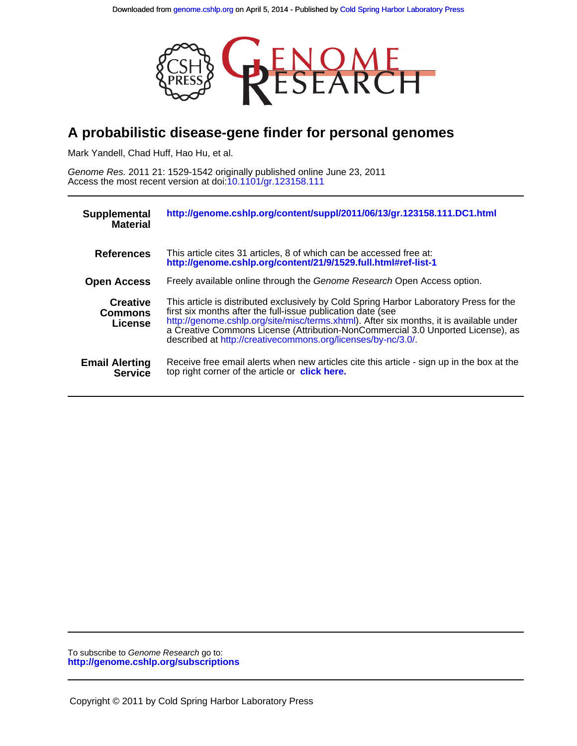Downloaded from genome.cshlp.org on April 5, 2014 - Published by Cold Spring Harbor Laboratory Press

# A probabilistic disease-gene finder for personal genomes

Mark Yandell, Chad Huff, Hao Hu, et al.

*Genome Res.* 2011 21: 1529-1542 originally published online June 23, 2011
Access the most recent version at doi:10.1101/gr.123158.111

| | |
|---|---|
| **Supplemental Material** | **http://genome.cshlp.org/content/suppl/2011/06/13/gr.123158.111.DC1.html** |
| **References** | This article cites 31 articles, 8 of which can be accessed free at: **http://genome.cshlp.org/content/21/9/1529.full.html#ref-list-1** |
| **Open Access** | Freely available online through the *Genome Research* Open Access option. |
| **Creative Commons License** | This article is distributed exclusively by Cold Spring Harbor Laboratory Press for the first six months after the full-issue publication date (see http://genome.cshlp.org/site/misc/terms.xhtml). After six months, it is available under a Creative Commons License (Attribution-NonCommercial 3.0 Unported License), as described at http://creativecommons.org/licenses/by-nc/3.0/. |
| **Email Alerting Service** | Receive free email alerts when new articles cite this article - sign up in the box at the top right corner of the article or **click here.** |

To subscribe to *Genome Research* go to:
**http://genome.cshlp.org/subscriptions**

Copyright © 2011 by Cold Spring Harbor Laboratory Press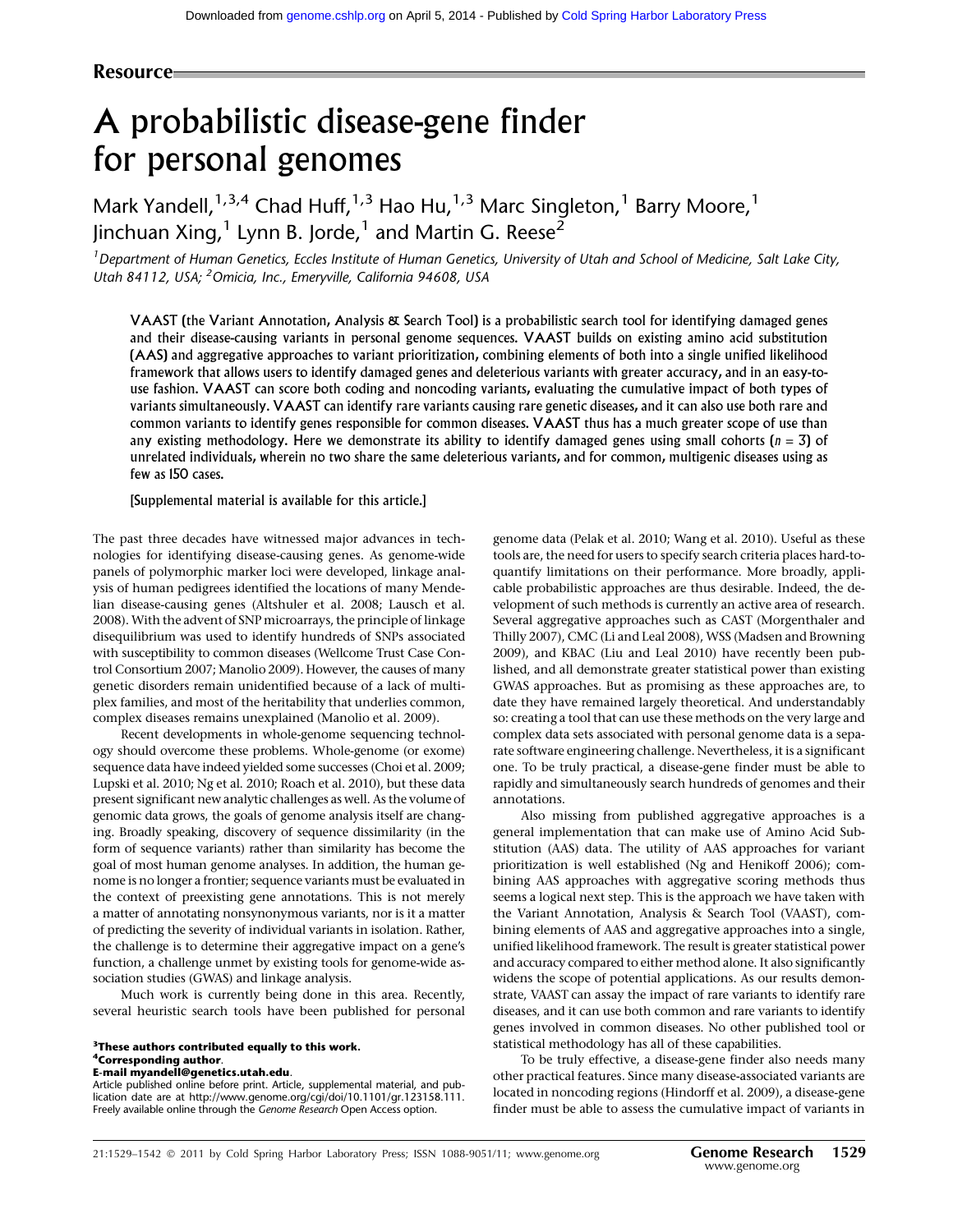Resource

# A probabilistic disease-gene finder for personal genomes

Mark Yandell,[1,3,4] Chad Huff,[1,3] Hao Hu,[1,3] Marc Singleton,[1] Barry Moore,[1] Jinchuan Xing,[1] Lynn B. Jorde,[1] and Martin G. Reese[2]

[1]Department of Human Genetics, Eccles Institute of Human Genetics, University of Utah and School of Medicine, Salt Lake City, Utah 84112, USA; [2]Omicia, Inc., Emeryville, California 94608, USA

**VAAST (the Variant Annotation, Analysis & Search Tool) is a probabilistic search tool for identifying damaged genes and their disease-causing variants in personal genome sequences. VAAST builds on existing amino acid substitution (AAS) and aggregative approaches to variant prioritization, combining elements of both into a single unified likelihood framework that allows users to identify damaged genes and deleterious variants with greater accuracy, and in an easy-to-use fashion. VAAST can score both coding and noncoding variants, evaluating the cumulative impact of both types of variants simultaneously. VAAST can identify rare variants causing rare genetic diseases, and it can also use both rare and common variants to identify genes responsible for common diseases. VAAST thus has a much greater scope of use than any existing methodology. Here we demonstrate its ability to identify damaged genes using small cohorts ($n = 3$) of unrelated individuals, wherein no two share the same deleterious variants, and for common, multigenic diseases using as few as 150 cases.**

[Supplemental material is available for this article.]

The past three decades have witnessed major advances in technologies for identifying disease-causing genes. As genome-wide panels of polymorphic marker loci were developed, linkage analysis of human pedigrees identified the locations of many Mendelian disease-causing genes (Altshuler et al. 2008; Lausch et al. 2008). With the advent of SNP microarrays, the principle of linkage disequilibrium was used to identify hundreds of SNPs associated with susceptibility to common diseases (Wellcome Trust Case Control Consortium 2007; Manolio 2009). However, the causes of many genetic disorders remain unidentified because of a lack of multiplex families, and most of the heritability that underlies common, complex diseases remains unexplained (Manolio et al. 2009).

Recent developments in whole-genome sequencing technology should overcome these problems. Whole-genome (or exome) sequence data have indeed yielded some successes (Choi et al. 2009; Lupski et al. 2010; Ng et al. 2010; Roach et al. 2010), but these data present significant new analytic challenges as well. As the volume of genomic data grows, the goals of genome analysis itself are changing. Broadly speaking, discovery of sequence dissimilarity (in the form of sequence variants) rather than similarity has become the goal of most human genome analyses. In addition, the human genome is no longer a frontier; sequence variants must be evaluated in the context of preexisting gene annotations. This is not merely a matter of annotating nonsynonymous variants, nor is it a matter of predicting the severity of individual variants in isolation. Rather, the challenge is to determine their aggregative impact on a gene's function, a challenge unmet by existing tools for genome-wide association studies (GWAS) and linkage analysis.

Much work is currently being done in this area. Recently, several heuristic search tools have been published for personal genome data (Pelak et al. 2010; Wang et al. 2010). Useful as these tools are, the need for users to specify search criteria places hard-to-quantify limitations on their performance. More broadly, applicable probabilistic approaches are thus desirable. Indeed, the development of such methods is currently an active area of research. Several aggregative approaches such as CAST (Morgenthaler and Thilly 2007), CMC (Li and Leal 2008), WSS (Madsen and Browning 2009), and KBAC (Liu and Leal 2010) have recently been published, and all demonstrate greater statistical power than existing GWAS approaches. But as promising as these approaches are, to date they have remained largely theoretical. And understandably so: creating a tool that can use these methods on the very large and complex data sets associated with personal genome data is a separate software engineering challenge. Nevertheless, it is a significant one. To be truly practical, a disease-gene finder must be able to rapidly and simultaneously search hundreds of genomes and their annotations.

Also missing from published aggregative approaches is a general implementation that can make use of Amino Acid Substitution (AAS) data. The utility of AAS approaches for variant prioritization is well established (Ng and Henikoff 2006); combining AAS approaches with aggregative scoring methods thus seems a logical next step. This is the approach we have taken with the Variant Annotation, Analysis & Search Tool (VAAST), combining elements of AAS and aggregative approaches into a single, unified likelihood framework. The result is greater statistical power and accuracy compared to either method alone. It also significantly widens the scope of potential applications. As our results demonstrate, VAAST can assay the impact of rare variants to identify rare diseases, and it can use both common and rare variants to identify genes involved in common diseases. No other published tool or statistical methodology has all of these capabilities.

To be truly effective, a disease-gene finder also needs many other practical features. Since many disease-associated variants are located in noncoding regions (Hindorff et al. 2009), a disease-gene finder must be able to assess the cumulative impact of variants in

**[3]These authors contributed equally to this work.**
**[4]Corresponding author.**
**E-mail myandell@genetics.utah.edu.**
Article published online before print. Article, supplemental material, and publication date are at http://www.genome.org/cgi/doi/10.1101/gr.123158.111. Freely available online through the *Genome Research* Open Access option.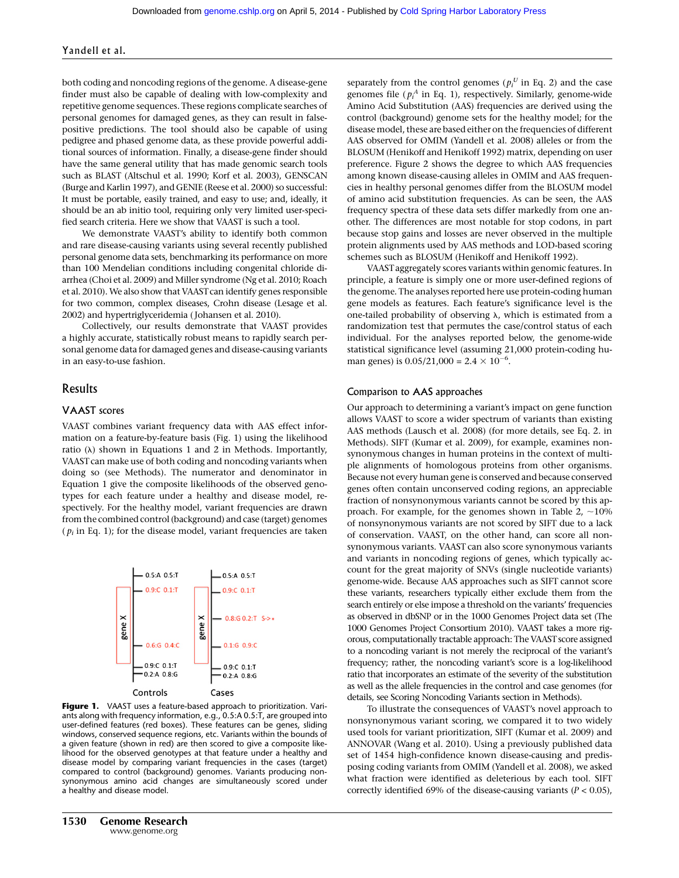both coding and noncoding regions of the genome. A disease-gene finder must also be capable of dealing with low-complexity and repetitive genome sequences. These regions complicate searches of personal genomes for damaged genes, as they can result in false-positive predictions. The tool should also be capable of using pedigree and phased genome data, as these provide powerful additional sources of information. Finally, a disease-gene finder should have the same general utility that has made genomic search tools such as BLAST (Altschul et al. 1990; Korf et al. 2003), GENSCAN (Burge and Karlin 1997), and GENIE (Reese et al. 2000) so successful: It must be portable, easily trained, and easy to use; and, ideally, it should be an ab initio tool, requiring only very limited user-specified search criteria. Here we show that VAAST is such a tool.

We demonstrate VAAST's ability to identify both common and rare disease-causing variants using several recently published personal genome data sets, benchmarking its performance on more than 100 Mendelian conditions including congenital chloride diarrhea (Choi et al. 2009) and Miller syndrome (Ng et al. 2010; Roach et al. 2010). We also show that VAAST can identify genes responsible for two common, complex diseases, Crohn disease (Lesage et al. 2002) and hypertriglyceridemia (Johansen et al. 2010).

Collectively, our results demonstrate that VAAST provides a highly accurate, statistically robust means to rapidly search personal genome data for damaged genes and disease-causing variants in an easy-to-use fashion.

## Results

### VAAST scores

VAAST combines variant frequency data with AAS effect information on a feature-by-feature basis (Fig. 1) using the likelihood ratio ($\lambda$) shown in Equations 1 and 2 in Methods. Importantly, VAAST can make use of both coding and noncoding variants when doing so (see Methods). The numerator and denominator in Equation 1 give the composite likelihoods of the observed genotypes for each feature under a healthy and disease model, respectively. For the healthy model, variant frequencies are drawn from the combined control (background) and case (target) genomes ($p_i$ in Eq. 1); for the disease model, variant frequencies are taken separately from the control genomes ($p_i^U$ in Eq. 2) and the case genomes file ($p_i^A$ in Eq. 1), respectively. Similarly, genome-wide Amino Acid Substitution (AAS) frequencies are derived using the control (background) genome sets for the healthy model; for the disease model, these are based either on the frequencies of different AAS observed for OMIM (Yandell et al. 2008) alleles or from the BLOSUM (Henikoff and Henikoff 1992) matrix, depending on user preference. Figure 2 shows the degree to which AAS frequencies among known disease-causing alleles in OMIM and AAS frequencies in healthy personal genomes differ from the BLOSUM model of amino acid substitution frequencies. As can be seen, the AAS frequency spectra of these data sets differ markedly from one another. The differences are most notable for stop codons, in part because stop gains and losses are never observed in the multiple protein alignments used by AAS methods and LOD-based scoring schemes such as BLOSUM (Henikoff and Henikoff 1992).

VAAST aggregately scores variants within genomic features. In principle, a feature is simply one or more user-defined regions of the genome. The analyses reported here use protein-coding human gene models as features. Each feature's significance level is the one-tailed probability of observing $\lambda$, which is estimated from a randomization test that permutes the case/control status of each individual. For the analyses reported below, the genome-wide statistical significance level (assuming 21,000 protein-coding human genes) is $0.05/21{,}000 = 2.4 \times 10^{-6}$.

**Figure 1.** VAAST uses a feature-based approach to prioritization. Variants along with frequency information, e.g., 0.5:A 0.5:T, are grouped into user-defined features (red boxes). These features can be genes, sliding windows, conserved sequence regions, etc. Variants within the bounds of a given feature (shown in red) are then scored to give a composite likelihood for the observed genotypes at that feature under a healthy and disease model by comparing variant frequencies in the cases (target) compared to control (background) genomes. Variants producing nonsynonymous amino acid changes are simultaneously scored under a healthy and disease model.

### Comparison to AAS approaches

Our approach to determining a variant's impact on gene function allows VAAST to score a wider spectrum of variants than existing AAS methods (Lausch et al. 2008) (for more details, see Eq. 2. in Methods). SIFT (Kumar et al. 2009), for example, examines nonsynonymous changes in human proteins in the context of multiple alignments of homologous proteins from other organisms. Because not every human gene is conserved and because conserved genes often contain unconserved coding regions, an appreciable fraction of nonsynonymous variants cannot be scored by this approach. For example, for the genomes shown in Table 2, ~10% of nonsynonymous variants are not scored by SIFT due to a lack of conservation. VAAST, on the other hand, can score all nonsynonymous variants. VAAST can also score synonymous variants and variants in noncoding regions of genes, which typically account for the great majority of SNVs (single nucleotide variants) genome-wide. Because AAS approaches such as SIFT cannot score these variants, researchers typically either exclude them from the search entirely or else impose a threshold on the variants' frequencies as observed in dbSNP or in the 1000 Genomes Project data set (The 1000 Genomes Project Consortium 2010). VAAST takes a more rigorous, computationally tractable approach: The VAAST score assigned to a noncoding variant is not merely the reciprocal of the variant's frequency; rather, the noncoding variant's score is a log-likelihood ratio that incorporates an estimate of the severity of the substitution as well as the allele frequencies in the control and case genomes (for details, see Scoring Noncoding Variants section in Methods).

To illustrate the consequences of VAAST's novel approach to nonsynonymous variant scoring, we compared it to two widely used tools for variant prioritization, SIFT (Kumar et al. 2009) and ANNOVAR (Wang et al. 2010). Using a previously published data set of 1454 high-confidence known disease-causing and predisposing coding variants from OMIM (Yandell et al. 2008), we asked what fraction were identified as deleterious by each tool. SIFT correctly identified 69% of the disease-causing variants ($P < 0.05$),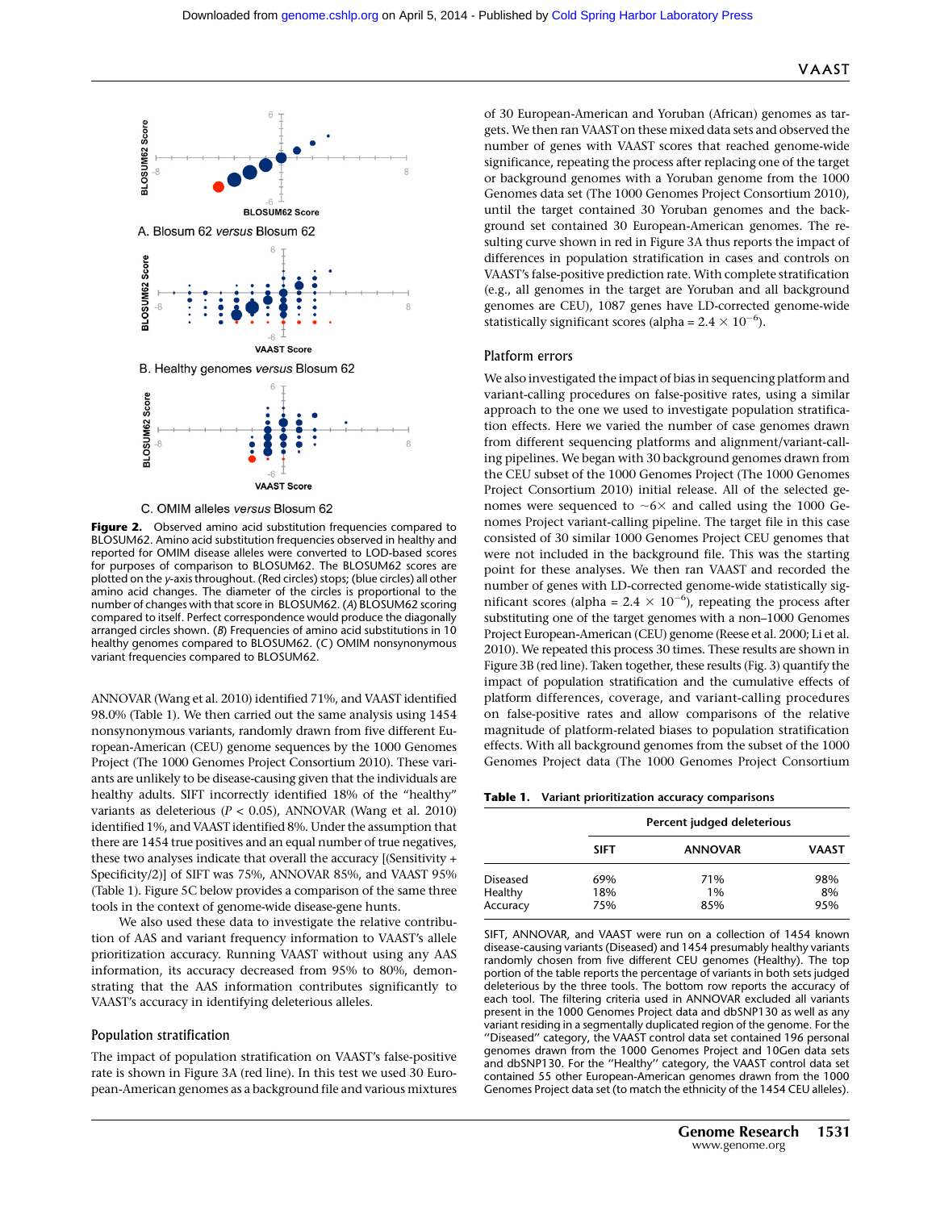A. Blosum 62 *versus* Blosum 62

B. Healthy genomes *versus* Blosum 62

C. OMIM alleles *versus* Blosum 62

**Figure 2.** Observed amino acid substitution frequencies compared to BLOSUM62. Amino acid substitution frequencies observed in healthy and reported for OMIM disease alleles were converted to LOD-based scores for purposes of comparison to BLOSUM62. The BLOSUM62 scores are plotted on the *y*-axis throughout. (Red circles) stops; (blue circles) all other amino acid changes. The diameter of the circles is proportional to the number of changes with that score in BLOSUM62. (*A*) BLOSUM62 scoring compared to itself. Perfect correspondence would produce the diagonally arranged circles shown. (*B*) Frequencies of amino acid substitutions in 10 healthy genomes compared to BLOSUM62. (*C*) OMIM nonsynonymous variant frequencies compared to BLOSUM62.

ANNOVAR (Wang et al. 2010) identified 71%, and VAAST identified 98.0% (Table 1). We then carried out the same analysis using 1454 nonsynonymous variants, randomly drawn from five different European-American (CEU) genome sequences by the 1000 Genomes Project (The 1000 Genomes Project Consortium 2010). These variants are unlikely to be disease-causing given that the individuals are healthy adults. SIFT incorrectly identified 18% of the "healthy" variants as deleterious ($P < 0.05$), ANNOVAR (Wang et al. 2010) identified 1%, and VAAST identified 8%. Under the assumption that there are 1454 true positives and an equal number of true negatives, these two analyses indicate that overall the accuracy [(Sensitivity + Specificity/2)] of SIFT was 75%, ANNOVAR 85%, and VAAST 95% (Table 1). Figure 5C below provides a comparison of the same three tools in the context of genome-wide disease-gene hunts.

We also used these data to investigate the relative contribution of AAS and variant frequency information to VAAST's allele prioritization accuracy. Running VAAST without using any AAS information, its accuracy decreased from 95% to 80%, demonstrating that the AAS information contributes significantly to VAAST's accuracy in identifying deleterious alleles.

## Population stratification

The impact of population stratification on VAAST's false-positive rate is shown in Figure 3A (red line). In this test we used 30 European-American genomes as a background file and various mixtures of 30 European-American and Yoruban (African) genomes as targets. We then ran VAAST on these mixed data sets and observed the number of genes with VAAST scores that reached genome-wide significance, repeating the process after replacing one of the target or background genomes with a Yoruban genome from the 1000 Genomes data set (The 1000 Genomes Project Consortium 2010), until the target contained 30 Yoruban genomes and the background set contained 30 European-American genomes. The resulting curve shown in red in Figure 3A thus reports the impact of differences in population stratification in cases and controls on VAAST's false-positive prediction rate. With complete stratification (e.g., all genomes in the target are Yoruban and all background genomes are CEU), 1087 genes have LD-corrected genome-wide statistically significant scores (alpha = $2.4 \times 10^{-6}$).

## Platform errors

We also investigated the impact of bias in sequencing platform and variant-calling procedures on false-positive rates, using a similar approach to the one we used to investigate population stratification effects. Here we varied the number of case genomes drawn from different sequencing platforms and alignment/variant-calling pipelines. We began with 30 background genomes drawn from the CEU subset of the 1000 Genomes Project (The 1000 Genomes Project Consortium 2010) initial release. All of the selected genomes were sequenced to ~6× and called using the 1000 Genomes Project variant-calling pipeline. The target file in this case consisted of 30 similar 1000 Genomes Project CEU genomes that were not included in the background file. This was the starting point for these analyses. We then ran VAAST and recorded the number of genes with LD-corrected genome-wide statistically significant scores (alpha = $2.4 \times 10^{-6}$), repeating the process after substituting one of the target genomes with a non–1000 Genomes Project European-American (CEU) genome (Reese et al. 2000; Li et al. 2010). We repeated this process 30 times. These results are shown in Figure 3B (red line). Taken together, these results (Fig. 3) quantify the impact of population stratification and the cumulative effects of platform differences, coverage, and variant-calling procedures on false-positive rates and allow comparisons of the relative magnitude of platform-related biases to population stratification effects. With all background genomes from the subset of the 1000 Genomes Project data (The 1000 Genomes Project Consortium

**Table 1.** Variant prioritization accuracy comparisons

| | Percent judged deleterious | | |
|---|---|---|---|
| | SIFT | ANNOVAR | VAAST |
| Diseased | 69% | 71% | 98% |
| Healthy | 18% | 1% | 8% |
| Accuracy | 75% | 85% | 95% |

SIFT, ANNOVAR, and VAAST were run on a collection of 1454 known disease-causing variants (Diseased) and 1454 presumably healthy variants randomly chosen from five different CEU genomes (Healthy). The top portion of the table reports the percentage of variants in both sets judged deleterious by the three tools. The bottom row reports the accuracy of each tool. The filtering criteria used in ANNOVAR excluded all variants present in the 1000 Genomes Project data and dbSNP130 as well as any variant residing in a segmentally duplicated region of the genome. For the "Diseased" category, the VAAST control data set contained 196 personal genomes drawn from the 1000 Genomes Project and 10Gen data sets and dbSNP130. For the "Healthy" category, the VAAST control data set contained 55 other European-American genomes drawn from the 1000 Genomes Project data set (to match the ethnicity of the 1454 CEU alleles).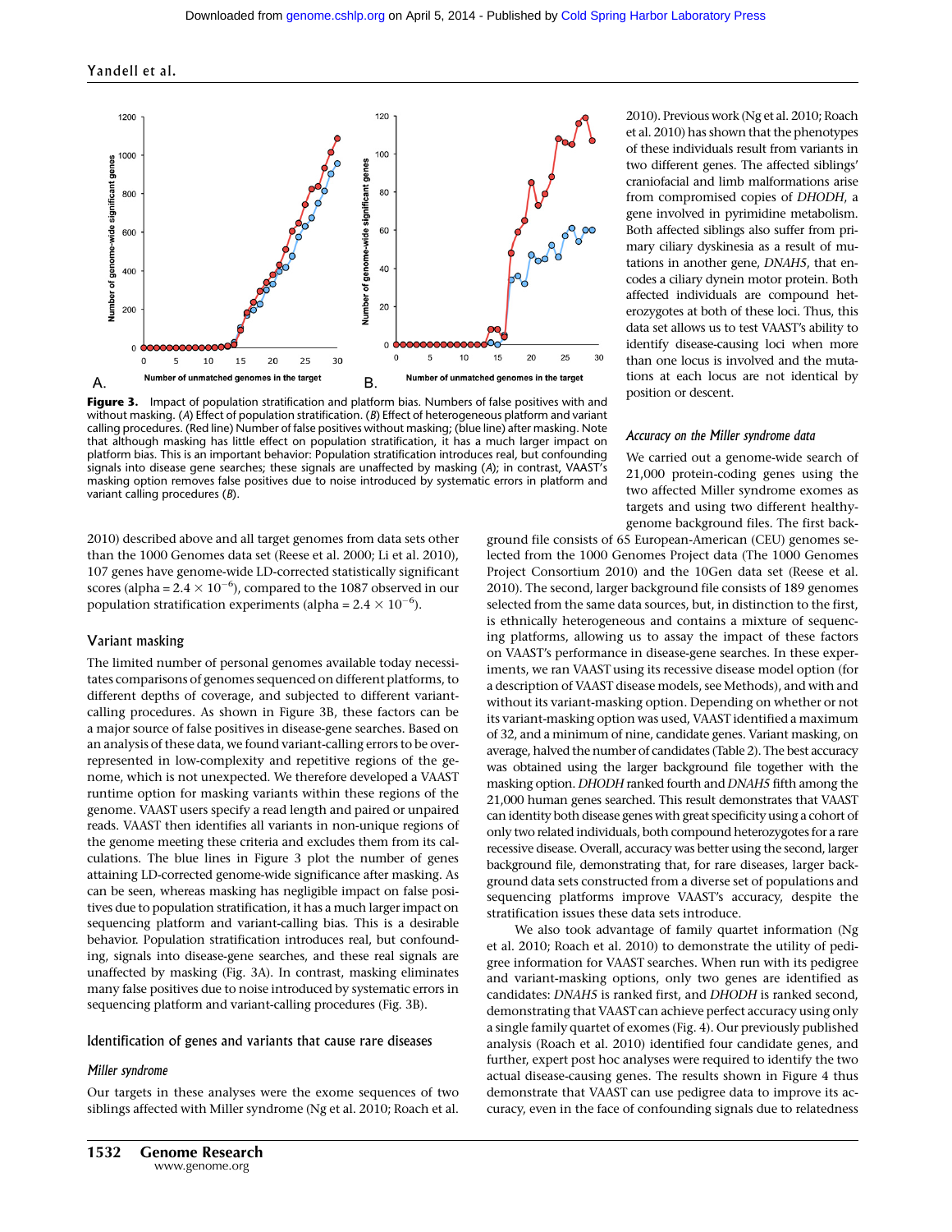**Figure 3.** Impact of population stratification and platform bias. Numbers of false positives with and without masking. (*A*) Effect of population stratification. (*B*) Effect of heterogeneous platform and variant calling procedures. (Red line) Number of false positives without masking; (blue line) after masking. Note that although masking has little effect on population stratification, it has a much larger impact on platform bias. This is an important behavior: Population stratification introduces real, but confounding signals into disease gene searches; these signals are unaffected by masking (*A*); in contrast, VAAST's masking option removes false positives due to noise introduced by systematic errors in platform and variant calling procedures (*B*).

2010) described above and all target genomes from data sets other than the 1000 Genomes data set (Reese et al. 2000; Li et al. 2010), 107 genes have genome-wide LD-corrected statistically significant scores (alpha = $2.4 \times 10^{-6}$), compared to the 1087 observed in our population stratification experiments (alpha = $2.4 \times 10^{-6}$).

## Variant masking

The limited number of personal genomes available today necessitates comparisons of genomes sequenced on different platforms, to different depths of coverage, and subjected to different variant-calling procedures. As shown in Figure 3B, these factors can be a major source of false positives in disease-gene searches. Based on an analysis of these data, we found variant-calling errors to be over-represented in low-complexity and repetitive regions of the genome, which is not unexpected. We therefore developed a VAAST runtime option for masking variants within these regions of the genome. VAAST users specify a read length and paired or unpaired reads. VAAST then identifies all variants in non-unique regions of the genome meeting these criteria and excludes them from its calculations. The blue lines in Figure 3 plot the number of genes attaining LD-corrected genome-wide significance after masking. As can be seen, whereas masking has negligible impact on false positives due to population stratification, it has a much larger impact on sequencing platform and variant-calling bias. This is a desirable behavior. Population stratification introduces real, but confounding, signals into disease-gene searches, and these real signals are unaffected by masking (Fig. 3A). In contrast, masking eliminates many false positives due to noise introduced by systematic errors in sequencing platform and variant-calling procedures (Fig. 3B).

## Identification of genes and variants that cause rare diseases

### *Miller syndrome*

Our targets in these analyses were the exome sequences of two siblings affected with Miller syndrome (Ng et al. 2010; Roach et al. 2010). Previous work (Ng et al. 2010; Roach et al. 2010) has shown that the phenotypes of these individuals result from variants in two different genes. The affected siblings' craniofacial and limb malformations arise from compromised copies of *DHODH*, a gene involved in pyrimidine metabolism. Both affected siblings also suffer from primary ciliary dyskinesia as a result of mutations in another gene, *DNAH5*, that encodes a ciliary dynein motor protein. Both affected individuals are compound heterozygotes at both of these loci. Thus, this data set allows us to test VAAST's ability to identify disease-causing loci when more than one locus is involved and the mutations at each locus are not identical by position or descent.

### *Accuracy on the Miller syndrome data*

We carried out a genome-wide search of 21,000 protein-coding genes using the two affected Miller syndrome exomes as targets and using two different healthy-genome background files. The first background file consists of 65 European-American (CEU) genomes selected from the 1000 Genomes Project data (The 1000 Genomes Project Consortium 2010) and the 10Gen data set (Reese et al. 2010). The second, larger background file consists of 189 genomes selected from the same data sources, but, in distinction to the first, is ethnically heterogeneous and contains a mixture of sequencing platforms, allowing us to assay the impact of these factors on VAAST's performance in disease-gene searches. In these experiments, we ran VAAST using its recessive disease model option (for a description of VAAST disease models, see Methods), and with and without its variant-masking option. Depending on whether or not its variant-masking option was used, VAAST identified a maximum of 32, and a minimum of nine, candidate genes. Variant masking, on average, halved the number of candidates (Table 2). The best accuracy was obtained using the larger background file together with the masking option. *DHODH* ranked fourth and *DNAH5* fifth among the 21,000 human genes searched. This result demonstrates that VAAST can identity both disease genes with great specificity using a cohort of only two related individuals, both compound heterozygotes for a rare recessive disease. Overall, accuracy was better using the second, larger background file, demonstrating that, for rare diseases, larger background data sets constructed from a diverse set of populations and sequencing platforms improve VAAST's accuracy, despite the stratification issues these data sets introduce.

We also took advantage of family quartet information (Ng et al. 2010; Roach et al. 2010) to demonstrate the utility of pedigree information for VAAST searches. When run with its pedigree and variant-masking options, only two genes are identified as candidates: *DNAH5* is ranked first, and *DHODH* is ranked second, demonstrating that VAAST can achieve perfect accuracy using only a single family quartet of exomes (Fig. 4). Our previously published analysis (Roach et al. 2010) identified four candidate genes, and further, expert post hoc analyses were required to identify the two actual disease-causing genes. The results shown in Figure 4 thus demonstrate that VAAST can use pedigree data to improve its accuracy, even in the face of confounding signals due to relatedness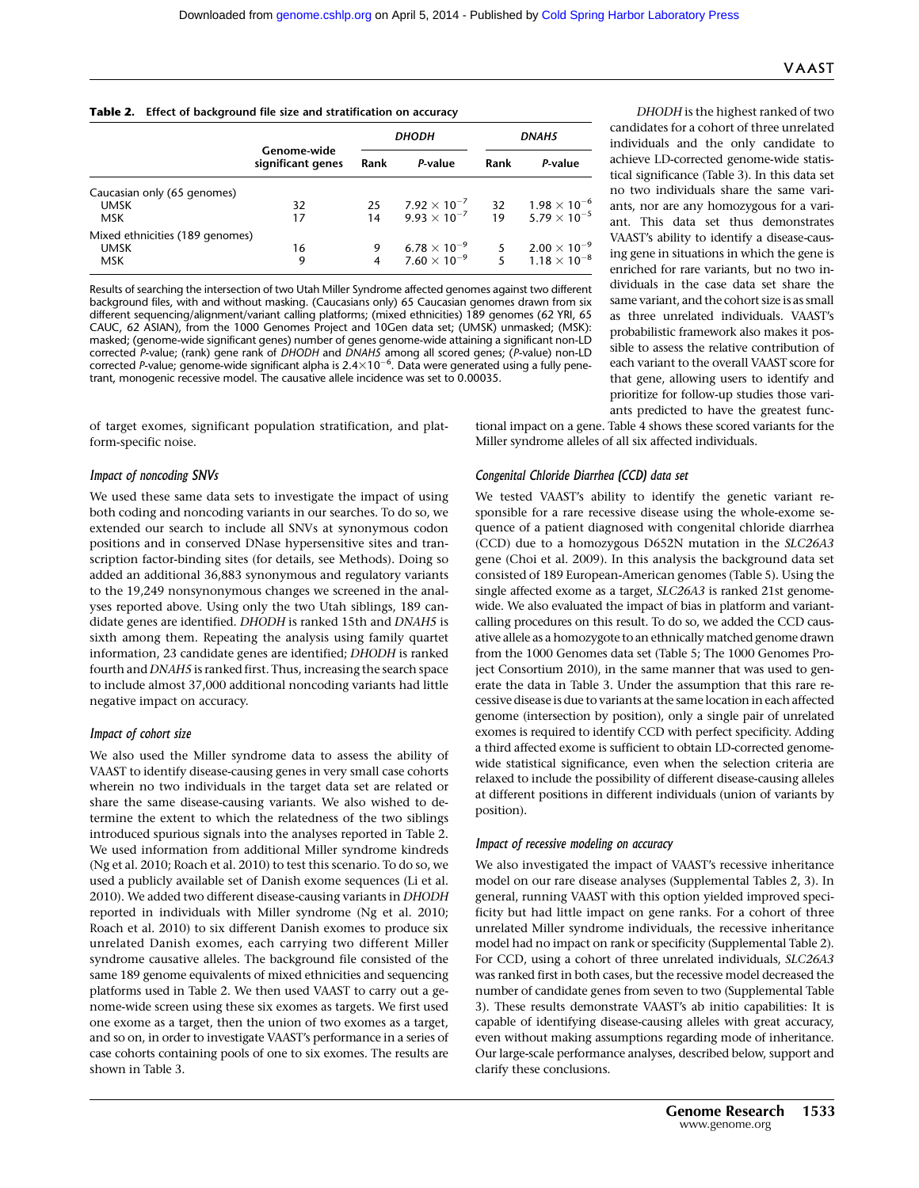**Table 2. Effect of background file size and stratification on accuracy**

| | Genome-wide significant genes | *DHODH* | | *DNAH5* | |
|---|---|---|---|---|---|
| | | Rank | *P*-value | Rank | *P*-value |
| Caucasian only (65 genomes) | | | | | |
| UMSK | 32 | 25 | $7.92 \times 10^{-7}$ | 32 | $1.98 \times 10^{-6}$ |
| MSK | 17 | 14 | $9.93 \times 10^{-7}$ | 19 | $5.79 \times 10^{-5}$ |
| Mixed ethnicities (189 genomes) | | | | | |
| UMSK | 16 | 9 | $6.78 \times 10^{-9}$ | 5 | $2.00 \times 10^{-9}$ |
| MSK | 9 | 4 | $7.60 \times 10^{-9}$ | 5 | $1.18 \times 10^{-8}$ |

Results of searching the intersection of two Utah Miller Syndrome affected genomes against two different background files, with and without masking. (Caucasians only) 65 Caucasian genomes drawn from six different sequencing/alignment/variant calling platforms; (mixed ethnicities) 189 genomes (62 YRI, 65 CAUC, 62 ASIAN), from the 1000 Genomes Project and 10Gen data set; (UMSK) unmasked; (MSK): masked; (genome-wide significant genes) number of genes genome-wide attaining a significant non-LD corrected *P*-value; (rank) gene rank of *DHODH* and *DNAH5* among all scored genes; (*P*-value) non-LD corrected *P*-value; genome-wide significant alpha is $2.4 \times 10^{-6}$. Data were generated using a fully penetrant, monogenic recessive model. The causative allele incidence was set to 0.00035.

of target exomes, significant population stratification, and platform-specific noise.

### *Impact of noncoding SNVs*

We used these same data sets to investigate the impact of using both coding and noncoding variants in our searches. To do so, we extended our search to include all SNVs at synonymous codon positions and in conserved DNase hypersensitive sites and transcription factor-binding sites (for details, see Methods). Doing so added an additional 36,883 synonymous and regulatory variants to the 19,249 nonsynonymous changes we screened in the analyses reported above. Using only the two Utah siblings, 189 candidate genes are identified. *DHODH* is ranked 15th and *DNAH5* is sixth among them. Repeating the analysis using family quartet information, 23 candidate genes are identified; *DHODH* is ranked fourth and *DNAH5* is ranked first. Thus, increasing the search space to include almost 37,000 additional noncoding variants had little negative impact on accuracy.

### *Impact of cohort size*

We also used the Miller syndrome data to assess the ability of VAAST to identify disease-causing genes in very small case cohorts wherein no two individuals in the target data set are related or share the same disease-causing variants. We also wished to determine the extent to which the relatedness of the two siblings introduced spurious signals into the analyses reported in Table 2. We used information from additional Miller syndrome kindreds (Ng et al. 2010; Roach et al. 2010) to test this scenario. To do so, we used a publicly available set of Danish exome sequences (Li et al. 2010). We added two different disease-causing variants in *DHODH* reported in individuals with Miller syndrome (Ng et al. 2010; Roach et al. 2010) to six different Danish exomes to produce six unrelated Danish exomes, each carrying two different Miller syndrome causative alleles. The background file consisted of the same 189 genome equivalents of mixed ethnicities and sequencing platforms used in Table 2. We then used VAAST to carry out a genome-wide screen using these six exomes as targets. We first used one exome as a target, then the union of two exomes as a target, and so on, in order to investigate VAAST's performance in a series of case cohorts containing pools of one to six exomes. The results are shown in Table 3.

*DHODH* is the highest ranked of two candidates for a cohort of three unrelated individuals and the only candidate to achieve LD-corrected genome-wide statistical significance (Table 3). In this data set no two individuals share the same variants, nor are any homozygous for a variant. This data set thus demonstrates VAAST's ability to identify a disease-causing gene in situations in which the gene is enriched for rare variants, but no two individuals in the case data set share the same variant, and the cohort size is as small as three unrelated individuals. VAAST's probabilistic framework also makes it possible to assess the relative contribution of each variant to the overall VAAST score for that gene, allowing users to identify and prioritize for follow-up studies those variants predicted to have the greatest functional impact on a gene. Table 4 shows these scored variants for the Miller syndrome alleles of all six affected individuals.

### *Congenital Chloride Diarrhea (CCD) data set*

We tested VAAST's ability to identify the genetic variant responsible for a rare recessive disease using the whole-exome sequence of a patient diagnosed with congenital chloride diarrhea (CCD) due to a homozygous D652N mutation in the *SLC26A3* gene (Choi et al. 2009). In this analysis the background data set consisted of 189 European-American genomes (Table 5). Using the single affected exome as a target, *SLC26A3* is ranked 21st genome-wide. We also evaluated the impact of bias in platform and variant-calling procedures on this result. To do so, we added the CCD causative allele as a homozygote to an ethnically matched genome drawn from the 1000 Genomes data set (Table 5; The 1000 Genomes Project Consortium 2010), in the same manner that was used to generate the data in Table 3. Under the assumption that this rare recessive disease is due to variants at the same location in each affected genome (intersection by position), only a single pair of unrelated exomes is required to identify CCD with perfect specificity. Adding a third affected exome is sufficient to obtain LD-corrected genome-wide statistical significance, even when the selection criteria are relaxed to include the possibility of different disease-causing alleles at different positions in different individuals (union of variants by position).

### *Impact of recessive modeling on accuracy*

We also investigated the impact of VAAST's recessive inheritance model on our rare disease analyses (Supplemental Tables 2, 3). In general, running VAAST with this option yielded improved specificity but had little impact on gene ranks. For a cohort of three unrelated Miller syndrome individuals, the recessive inheritance model had no impact on rank or specificity (Supplemental Table 2). For CCD, using a cohort of three unrelated individuals, *SLC26A3* was ranked first in both cases, but the recessive model decreased the number of candidate genes from seven to two (Supplemental Table 3). These results demonstrate VAAST's ab initio capabilities: It is capable of identifying disease-causing alleles with great accuracy, even without making assumptions regarding mode of inheritance. Our large-scale performance analyses, described below, support and clarify these conclusions.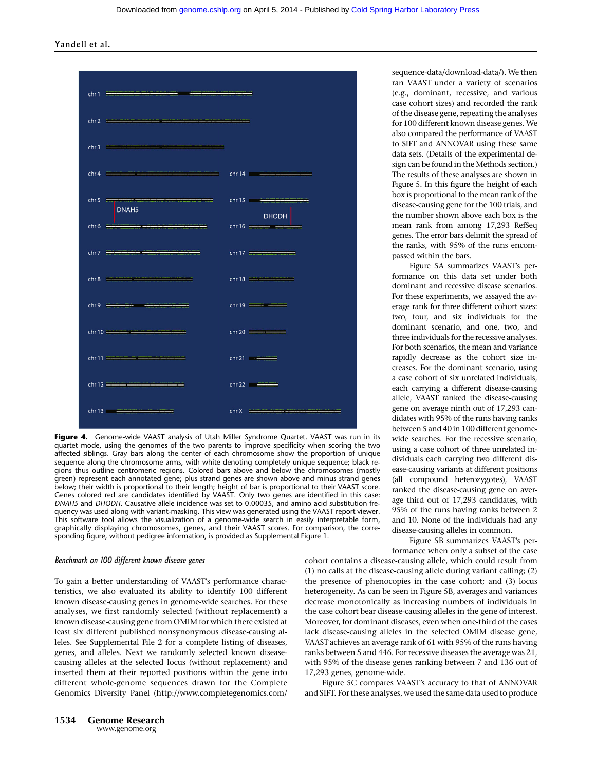**Figure 4.** Genome-wide VAAST analysis of Utah Miller Syndrome Quartet. VAAST was run in its quartet mode, using the genomes of the two parents to improve specificity when scoring the two affected siblings. Gray bars along the center of each chromosome show the proportion of unique sequence along the chromosome arms, with white denoting completely unique sequence; black regions thus outline centromeric regions. Colored bars above and below the chromosomes (mostly green) represent each annotated gene; plus strand genes are shown above and minus strand genes below; their width is proportional to their length; height of bar is proportional to their VAAST score. Genes colored red are candidates identified by VAAST. Only two genes are identified in this case: *DNAH5* and *DHODH*. Causative allele incidence was set to 0.00035, and amino acid substitution frequency was used along with variant-masking. This view was generated using the VAAST report viewer. This software tool allows the visualization of a genome-wide search in easily interpretable form, graphically displaying chromosomes, genes, and their VAAST scores. For comparison, the corresponding figure, without pedigree information, is provided as Supplemental Figure 1.

### Benchmark on 100 different known disease genes

To gain a better understanding of VAAST's performance characteristics, we also evaluated its ability to identify 100 different known disease-causing genes in genome-wide searches. For these analyses, we first randomly selected (without replacement) a known disease-causing gene from OMIM for which there existed at least six different published nonsynonymous disease-causing alleles. See Supplemental File 2 for a complete listing of diseases, genes, and alleles. Next we randomly selected known disease-causing alleles at the selected locus (without replacement) and inserted them at their reported positions within the gene into different whole-genome sequences drawn for the Complete Genomics Diversity Panel (http://www.completegenomics.com/sequence-data/download-data/). We then ran VAAST under a variety of scenarios (e.g., dominant, recessive, and various case cohort sizes) and recorded the rank of the disease gene, repeating the analyses for 100 different known disease genes. We also compared the performance of VAAST to SIFT and ANNOVAR using these same data sets. (Details of the experimental design can be found in the Methods section.) The results of these analyses are shown in Figure 5. In this figure the height of each box is proportional to the mean rank of the disease-causing gene for the 100 trials, and the number shown above each box is the mean rank from among 17,293 RefSeq genes. The error bars delimit the spread of the ranks, with 95% of the runs encompassed within the bars.

Figure 5A summarizes VAAST's performance on this data set under both dominant and recessive disease scenarios. For these experiments, we assayed the average rank for three different cohort sizes: two, four, and six individuals for the dominant scenario, and one, two, and three individuals for the recessive analyses. For both scenarios, the mean and variance rapidly decrease as the cohort size increases. For the dominant scenario, using a case cohort of six unrelated individuals, each carrying a different disease-causing allele, VAAST ranked the disease-causing gene on average ninth out of 17,293 candidates with 95% of the runs having ranks between 5 and 40 in 100 different genome-wide searches. For the recessive scenario, using a case cohort of three unrelated individuals each carrying two different disease-causing variants at different positions (all compound heterozygotes), VAAST ranked the disease-causing gene on average third out of 17,293 candidates, with 95% of the runs having ranks between 2 and 10. None of the individuals had any disease-causing alleles in common.

Figure 5B summarizes VAAST's performance when only a subset of the case cohort contains a disease-causing allele, which could result from (1) no calls at the disease-causing allele during variant calling; (2) the presence of phenocopies in the case cohort; and (3) locus heterogeneity. As can be seen in Figure 5B, averages and variances decrease monotonically as increasing numbers of individuals in the case cohort bear disease-causing alleles in the gene of interest. Moreover, for dominant diseases, even when one-third of the cases lack disease-causing alleles in the selected OMIM disease gene, VAAST achieves an average rank of 61 with 95% of the runs having ranks between 5 and 446. For recessive diseases the average was 21, with 95% of the disease genes ranking between 7 and 136 out of 17,293 genes, genome-wide.

Figure 5C compares VAAST's accuracy to that of ANNOVAR and SIFT. For these analyses, we used the same data used to produce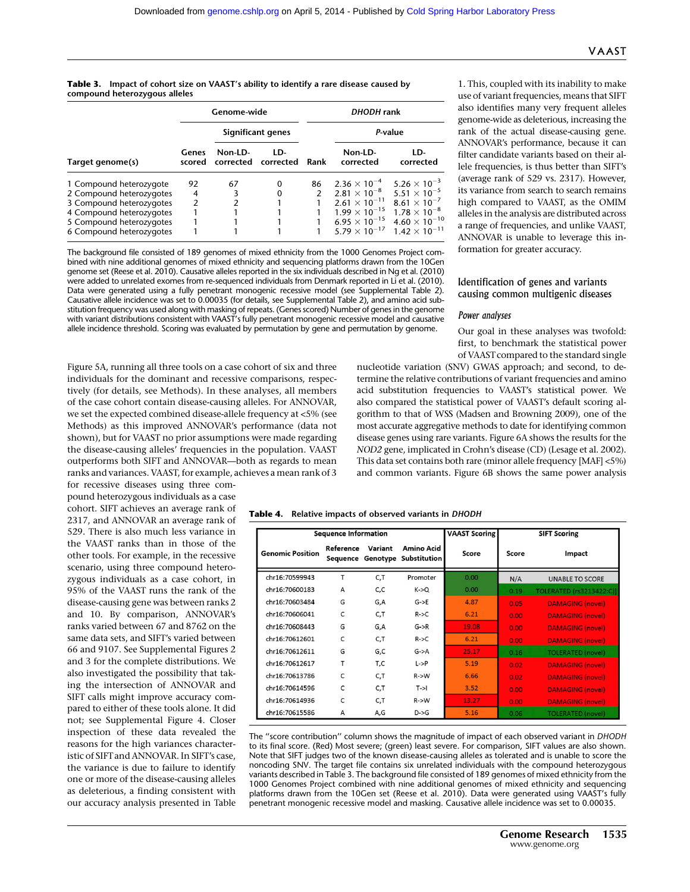**Table 3.** Impact of cohort size on VAAST's ability to identify a rare disease caused by compound heterozygous alleles

| | Genome-wide | | | *DHODH* rank | | |
|---|---|---|---|---|---|---|
| | | Significant genes | | | *P*-value | |
| Target genome(s) | Genes scored | Non-LD-corrected | LD-corrected | Rank | Non-LD-corrected | LD-corrected |
| 1 Compound heterozygote | 92 | 67 | 0 | 86 | $2.36 \times 10^{-4}$ | $5.26 \times 10^{-3}$ |
| 2 Compound heterozygotes | 4 | 3 | 0 | 2 | $2.81 \times 10^{-8}$ | $5.51 \times 10^{-5}$ |
| 3 Compound heterozygotes | 2 | 2 | 1 | 1 | $2.61 \times 10^{-11}$ | $8.61 \times 10^{-7}$ |
| 4 Compound heterozygotes | 1 | 1 | 1 | 1 | $1.99 \times 10^{-15}$ | $1.78 \times 10^{-8}$ |
| 5 Compound heterozygotes | 1 | 1 | 1 | 1 | $6.95 \times 10^{-15}$ | $4.60 \times 10^{-10}$ |
| 6 Compound heterozygotes | 1 | 1 | 1 | 1 | $5.79 \times 10^{-17}$ | $1.42 \times 10^{-11}$ |

The background file consisted of 189 genomes of mixed ethnicity from the 1000 Genomes Project combined with nine additional genomes of mixed ethnicity and sequencing platforms drawn from the 10Gen genome set (Reese et al. 2010). Causative alleles reported in the six individuals described in Ng et al. (2010) were added to unrelated exomes from re-sequenced individuals from Denmark reported in Li et al. (2010). Data were generated using a fully penetrant monogenic recessive model (see Supplemental Table 2). Causative allele incidence was set to 0.00035 (for details, see Supplemental Table 2), and amino acid substitution frequency was used along with masking of repeats. (Genes scored) Number of genes in the genome with variant distributions consistent with VAAST's fully penetrant monogenic recessive model and causative allele incidence threshold. Scoring was evaluated by permutation by gene and permutation by genome.

Figure 5A, running all three tools on a case cohort of six and three individuals for the dominant and recessive comparisons, respectively (for details, see Methods). In these analyses, all members of the case cohort contain disease-causing alleles. For ANNOVAR, we set the expected combined disease-allele frequency at <5% (see Methods) as this improved ANNOVAR's performance (data not shown), but for VAAST no prior assumptions were made regarding the disease-causing alleles' frequencies in the population. VAAST outperforms both SIFT and ANNOVAR—both as regards to mean ranks and variances. VAAST, for example, achieves a mean rank of 3 for recessive diseases using three compound heterozygous individuals as a case cohort. SIFT achieves an average rank of 2317, and ANNOVAR an average rank of 529. There is also much less variance in the VAAST ranks than in those of the other tools. For example, in the recessive scenario, using three compound heterozygous individuals as a case cohort, in 95% of the VAAST runs the rank of the disease-causing gene was between ranks 2 and 10. By comparison, ANNOVAR's ranks varied between 67 and 8762 on the same data sets, and SIFT's varied between 66 and 9107. See Supplemental Figures 2 and 3 for the complete distributions. We also investigated the possibility that taking the intersection of ANNOVAR and SIFT calls might improve accuracy compared to either of these tools alone. It did not; see Supplemental Figure 4. Closer inspection of these data revealed the reasons for the high variances characteristic of SIFT and ANNOVAR. In SIFT's case, the variance is due to failure to identify one or more of the disease-causing alleles as deleterious, a finding consistent with our accuracy analysis presented in Table 1. This, coupled with its inability to make use of variant frequencies, means that SIFT also identifies many very frequent alleles genome-wide as deleterious, increasing the rank of the actual disease-causing gene. ANNOVAR's performance, because it can filter candidate variants based on their allele frequencies, is thus better than SIFT's (average rank of 529 vs. 2317). However, its variance from search to search remains high compared to VAAST, as the OMIM alleles in the analysis are distributed across a range of frequencies, and unlike VAAST, ANNOVAR is unable to leverage this information for greater accuracy.

## Identification of genes and variants causing common multigenic diseases

### *Power analyses*

Our goal in these analyses was twofold: first, to benchmark the statistical power of VAAST compared to the standard single nucleotide variation (SNV) GWAS approach; and second, to determine the relative contributions of variant frequencies and amino acid substitution frequencies to VAAST's statistical power. We also compared the statistical power of VAAST's default scoring algorithm to that of WSS (Madsen and Browning 2009), one of the most accurate aggregative methods to date for identifying common disease genes using rare variants. Figure 6A shows the results for the *NOD2* gene, implicated in Crohn's disease (CD) (Lesage et al. 2002). This data set contains both rare (minor allele frequency [MAF] <5%) and common variants. Figure 6B shows the same power analysis

**Table 4.** Relative impacts of observed variants in *DHODH*

| Sequence Information | | | | VAAST Scoring | SIFT Scoring | |
|---|---|---|---|---|---|---|
| Genomic Position | Reference Sequence | Variant Genotype | Amino Acid Substitution | Score | Score | Impact |
| chr16:70599943 | T | C,T | Promoter | 0.00 | N/A | UNABLE TO SCORE |
| chr16:70600183 | A | C,C | K->Q | 0.00 | 0.19 | TOLERATED (rs3213422:C) |
| chr16:70603484 | G | G,A | G->E | 4.87 | 0.05 | DAMAGING (novel) |
| chr16:70606041 | C | C,T | R->C | 6.21 | 0.00 | DAMAGING (novel) |
| chr16:70608443 | G | G,A | G->R | 19.08 | 0.00 | DAMAGING (novel) |
| chr16:70612601 | C | C,T | R->C | 6.21 | 0.00 | DAMAGING (novel) |
| chr16:70612611 | G | G,C | G->A | 25.17 | 0.16 | TOLERATED (novel) |
| chr16:70612617 | T | T,C | L->P | 5.19 | 0.02 | DAMAGING (novel) |
| chr16:70613786 | C | C,T | R->W | 6.66 | 0.02 | DAMAGING (novel) |
| chr16:70614596 | C | C,T | T->I | 3.52 | 0.00 | DAMAGING (novel) |
| chr16:70614936 | C | C,T | R->W | 13.27 | 0.00 | DAMAGING (novel) |
| chr16:70615586 | A | A,G | D->G | 5.16 | 0.06 | TOLERATED (novel) |

The "score contribution" column shows the magnitude of impact of each observed variant in *DHODH* to its final score. (Red) Most severe; (green) least severe. For comparison, SIFT values are also shown. Note that SIFT judges two of the known disease-causing alleles as tolerated and is unable to score the noncoding SNV. The target file contains six unrelated individuals with the compound heterozygous variants described in Table 3. The background file consisted of 189 genomes of mixed ethnicity from the 1000 Genomes Project combined with nine additional genomes of mixed ethnicity and sequencing platforms drawn from the 10Gen set (Reese et al. 2010). Data were generated using VAAST's fully penetrant monogenic recessive model and masking. Causative allele incidence was set to 0.00035.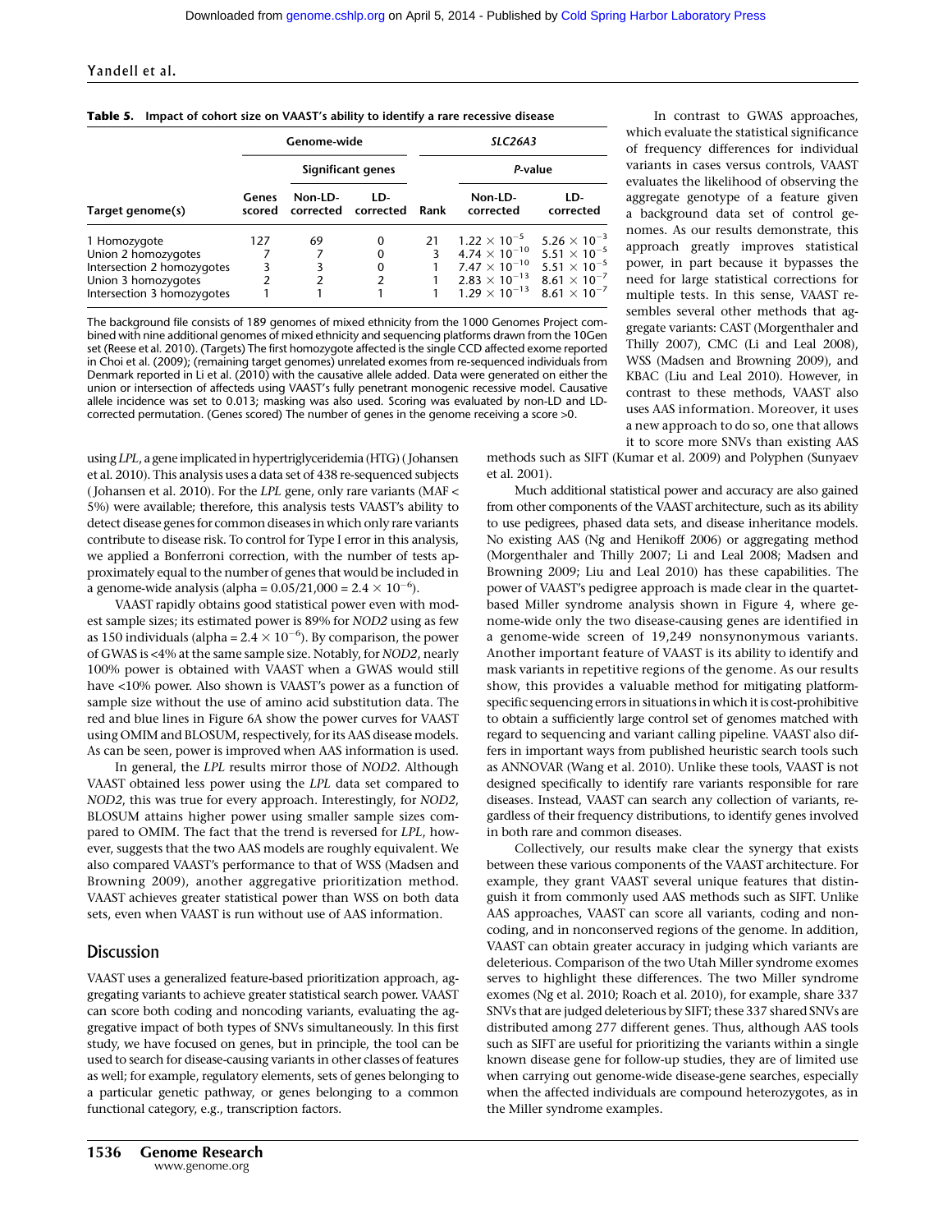**Table 5.** Impact of cohort size on VAAST's ability to identify a rare recessive disease

| Target genome(s) | Genome-wide | | | *SLC26A3* | | |
|---|---|---|---|---|---|---|
| | | Significant genes | | | *P*-value | |
| | Genes scored | Non-LD-corrected | LD-corrected | Rank | Non-LD-corrected | LD-corrected |
| 1 Homozygote | 127 | 69 | 0 | 21 | $1.22 \times 10^{-5}$ | $5.26 \times 10^{-3}$ |
| Union 2 homozygotes | 7 | 7 | 0 | 3 | $4.74 \times 10^{-10}$ | $5.51 \times 10^{-5}$ |
| Intersection 2 homozygotes | 3 | 3 | 0 | 1 | $7.47 \times 10^{-10}$ | $5.51 \times 10^{-5}$ |
| Union 3 homozygotes | 2 | 2 | 2 | 1 | $2.83 \times 10^{-13}$ | $8.61 \times 10^{-7}$ |
| Intersection 3 homozygotes | 1 | 1 | 1 | 1 | $1.29 \times 10^{-13}$ | $8.61 \times 10^{-7}$ |

The background file consists of 189 genomes of mixed ethnicity from the 1000 Genomes Project combined with nine additional genomes of mixed ethnicity and sequencing platforms drawn from the 10Gen set (Reese et al. 2010). (Targets) The first homozygote affected is the single CCD affected exome reported in Choi et al. (2009); (remaining target genomes) unrelated exomes from re-sequenced individuals from Denmark reported in Li et al. (2010) with the causative allele added. Data were generated on either the union or intersection of affecteds using VAAST's fully penetrant monogenic recessive model. Causative allele incidence was set to 0.013; masking was also used. Scoring was evaluated by non-LD and LD-corrected permutation. (Genes scored) The number of genes in the genome receiving a score >0.

using *LPL*, a gene implicated in hypertriglyceridemia (HTG) (Johansen et al. 2010). This analysis uses a data set of 438 re-sequenced subjects (Johansen et al. 2010). For the *LPL* gene, only rare variants (MAF < 5%) were available; therefore, this analysis tests VAAST's ability to detect disease genes for common diseases in which only rare variants contribute to disease risk. To control for Type I error in this analysis, we applied a Bonferroni correction, with the number of tests approximately equal to the number of genes that would be included in a genome-wide analysis (alpha = $0.05/21{,}000 = 2.4 \times 10^{-6}$).

VAAST rapidly obtains good statistical power even with modest sample sizes; its estimated power is 89% for *NOD2* using as few as 150 individuals (alpha = $2.4 \times 10^{-6}$). By comparison, the power of GWAS is <4% at the same sample size. Notably, for *NOD2*, nearly 100% power is obtained with VAAST when a GWAS would still have <10% power. Also shown is VAAST's power as a function of sample size without the use of amino acid substitution data. The red and blue lines in Figure 6A show the power curves for VAAST using OMIM and BLOSUM, respectively, for its AAS disease models. As can be seen, power is improved when AAS information is used.

In general, the *LPL* results mirror those of *NOD2*. Although VAAST obtained less power using the *LPL* data set compared to *NOD2*, this was true for every approach. Interestingly, for *NOD2*, BLOSUM attains higher power using smaller sample sizes compared to OMIM. The fact that the trend is reversed for *LPL*, however, suggests that the two AAS models are roughly equivalent. We also compared VAAST's performance to that of WSS (Madsen and Browning 2009), another aggregative prioritization method. VAAST achieves greater statistical power than WSS on both data sets, even when VAAST is run without use of AAS information.

## Discussion

VAAST uses a generalized feature-based prioritization approach, aggregating variants to achieve greater statistical search power. VAAST can score both coding and noncoding variants, evaluating the aggregative impact of both types of SNVs simultaneously. In this first study, we have focused on genes, but in principle, the tool can be used to search for disease-causing variants in other classes of features as well; for example, regulatory elements, sets of genes belonging to a particular genetic pathway, or genes belonging to a common functional category, e.g., transcription factors.

In contrast to GWAS approaches, which evaluate the statistical significance of frequency differences for individual variants in cases versus controls, VAAST evaluates the likelihood of observing the aggregate genotype of a feature given a background data set of control genomes. As our results demonstrate, this approach greatly improves statistical power, in part because it bypasses the need for large statistical corrections for multiple tests. In this sense, VAAST resembles several other methods that aggregate variants: CAST (Morgenthaler and Thilly 2007), CMC (Li and Leal 2008), WSS (Madsen and Browning 2009), and KBAC (Liu and Leal 2010). However, in contrast to these methods, VAAST also uses AAS information. Moreover, it uses a new approach to do so, one that allows it to score more SNVs than existing AAS methods such as SIFT (Kumar et al. 2009) and Polyphen (Sunyaev et al. 2001).

Much additional statistical power and accuracy are also gained from other components of the VAAST architecture, such as its ability to use pedigrees, phased data sets, and disease inheritance models. No existing AAS (Ng and Henikoff 2006) or aggregating method (Morgenthaler and Thilly 2007; Li and Leal 2008; Madsen and Browning 2009; Liu and Leal 2010) has these capabilities. The power of VAAST's pedigree approach is made clear in the quartet-based Miller syndrome analysis shown in Figure 4, where genome-wide only the two disease-causing genes are identified in a genome-wide screen of 19,249 nonsynonymous variants. Another important feature of VAAST is its ability to identify and mask variants in repetitive regions of the genome. As our results show, this provides a valuable method for mitigating platform-specific sequencing errors in situations in which it is cost-prohibitive to obtain a sufficiently large control set of genomes matched with regard to sequencing and variant calling pipeline. VAAST also differs in important ways from published heuristic search tools such as ANNOVAR (Wang et al. 2010). Unlike these tools, VAAST is not designed specifically to identify rare variants responsible for rare diseases. Instead, VAAST can search any collection of variants, regardless of their frequency distributions, to identify genes involved in both rare and common diseases.

Collectively, our results make clear the synergy that exists between these various components of the VAAST architecture. For example, they grant VAAST several unique features that distinguish it from commonly used AAS methods such as SIFT. Unlike AAS approaches, VAAST can score all variants, coding and noncoding, and in nonconserved regions of the genome. In addition, VAAST can obtain greater accuracy in judging which variants are deleterious. Comparison of the two Utah Miller syndrome exomes serves to highlight these differences. The two Miller syndrome exomes (Ng et al. 2010; Roach et al. 2010), for example, share 337 SNVs that are judged deleterious by SIFT; these 337 shared SNVs are distributed among 277 different genes. Thus, although AAS tools such as SIFT are useful for prioritizing the variants within a single known disease gene for follow-up studies, they are of limited use when carrying out genome-wide disease-gene searches, especially when the affected individuals are compound heterozygotes, as in the Miller syndrome examples.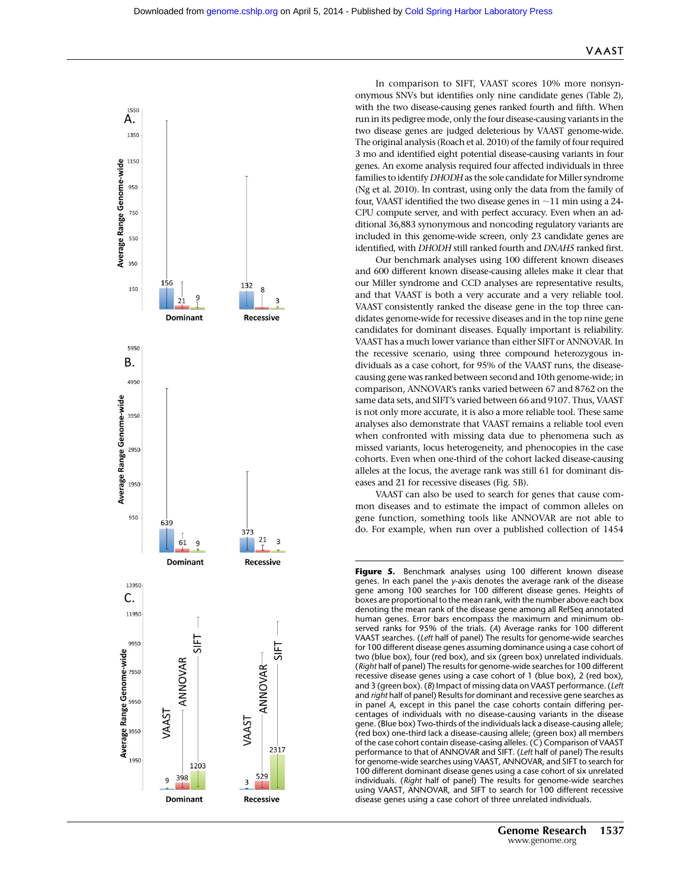In comparison to SIFT, VAAST scores 10% more nonsynonymous SNVs but identifies only nine candidate genes (Table 2), with the two disease-causing genes ranked fourth and fifth. When run in its pedigree mode, only the four disease-causing variants in the two disease genes are judged deleterious by VAAST genome-wide. The original analysis (Roach et al. 2010) of the family of four required 3 mo and identified eight potential disease-causing variants in four genes. An exome analysis required four affected individuals in three families to identify *DHODH* as the sole candidate for Miller syndrome (Ng et al. 2010). In contrast, using only the data from the family of four, VAAST identified the two disease genes in ~11 min using a 24-CPU compute server, and with perfect accuracy. Even when an additional 36,883 synonymous and noncoding regulatory variants are included in this genome-wide screen, only 23 candidate genes are identified, with *DHODH* still ranked fourth and *DNAH5* ranked first.

Our benchmark analyses using 100 different known diseases and 600 different known disease-causing alleles make it clear that our Miller syndrome and CCD analyses are representative results, and that VAAST is both a very accurate and a very reliable tool. VAAST consistently ranked the disease gene in the top three candidates genome-wide for recessive diseases and in the top nine gene candidates for dominant diseases. Equally important is reliability. VAAST has a much lower variance than either SIFT or ANNOVAR. In the recessive scenario, using three compound heterozygous individuals as a case cohort, for 95% of the VAAST runs, the disease-causing gene was ranked between second and 10th genome-wide; in comparison, ANNOVAR's ranks varied between 67 and 8762 on the same data sets, and SIFT's varied between 66 and 9107. Thus, VAAST is not only more accurate, it is also a more reliable tool. These same analyses also demonstrate that VAAST remains a reliable tool even when confronted with missing data due to phenomena such as missed variants, locus heterogeneity, and phenocopies in the case cohorts. Even when one-third of the cohort lacked disease-causing alleles at the locus, the average rank was still 61 for dominant diseases and 21 for recessive diseases (Fig. 5B).

VAAST can also be used to search for genes that cause common diseases and to estimate the impact of common alleles on gene function, something tools like ANNOVAR are not able to do. For example, when run over a published collection of 1454

**Figure 5.** Benchmark analyses using 100 different known disease genes. In each panel the *y*-axis denotes the average rank of the disease gene among 100 searches for 100 different disease genes. Heights of boxes are proportional to the mean rank, with the number above each box denoting the mean rank of the disease gene among all RefSeq annotated human genes. Error bars encompass the maximum and minimum observed ranks for 95% of the trials. (*A*) Average ranks for 100 different VAAST searches. (*Left* half of panel) The results for genome-wide searches for 100 different disease genes assuming dominance using a case cohort of two (blue box), four (red box), and six (green box) unrelated individuals. (*Right* half of panel) The results for genome-wide searches for 100 different recessive disease genes using a case cohort of 1 (blue box), 2 (red box), and 3 (green box). (*B*) Impact of missing data on VAAST performance. (*Left* and *right* half of panel) Results for dominant and recessive gene searches as in panel *A*, except in this panel the case cohorts contain differing percentages of individuals with no disease-causing variants in the disease gene. (Blue box) Two-thirds of the individuals lack a disease-causing allele; (red box) one-third lack a disease-causing allele; (green box) all members of the case cohort contain disease-casing alleles. (*C*) Comparison of VAAST performance to that of ANNOVAR and SIFT. (*Left* half of panel) The results for genome-wide searches using VAAST, ANNOVAR, and SIFT to search for 100 different dominant disease genes using a case cohort of six unrelated individuals. (*Right* half of panel) The results for genome-wide searches using VAAST, ANNOVAR, and SIFT to search for 100 different recessive disease genes using a case cohort of three unrelated individuals.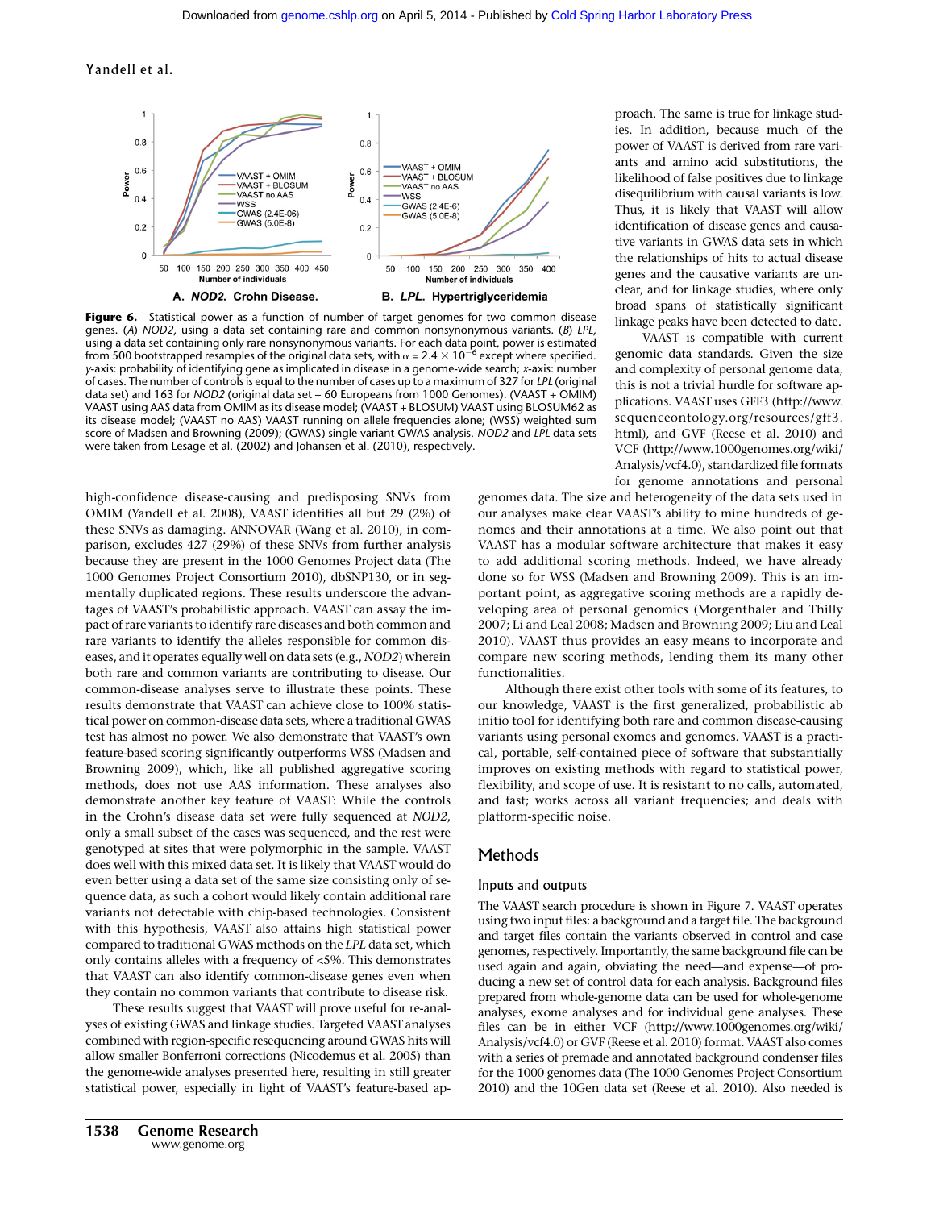**Figure 6.** Statistical power as a function of number of target genomes for two common disease genes. (*A*) *NOD2*, using a data set containing rare and common nonsynonymous variants. (*B*) *LPL*, using a data set containing only rare nonsynonymous variants. For each data point, power is estimated from 500 bootstrapped resamples of the original data sets, with $\alpha = 2.4 \times 10^{-6}$ except where specified. *y*-axis: probability of identifying gene as implicated in disease in a genome-wide search; *x*-axis: number of cases. The number of controls is equal to the number of cases up to a maximum of 327 for *LPL* (original data set) and 163 for *NOD2* (original data set + 60 Europeans from 1000 Genomes). (VAAST + OMIM) VAAST using AAS data from OMIM as its disease model; (VAAST + BLOSUM) VAAST using BLOSUM62 as its disease model; (VAAST no AAS) VAAST running on allele frequencies alone; (WSS) weighted sum score of Madsen and Browning (2009); (GWAS) single variant GWAS analysis. *NOD2* and *LPL* data sets were taken from Lesage et al. (2002) and Johansen et al. (2010), respectively.

high-confidence disease-causing and predisposing SNVs from OMIM (Yandell et al. 2008), VAAST identifies all but 29 (2%) of these SNVs as damaging. ANNOVAR (Wang et al. 2010), in comparison, excludes 427 (29%) of these SNVs from further analysis because they are present in the 1000 Genomes Project data (The 1000 Genomes Project Consortium 2010), dbSNP130, or in segmentally duplicated regions. These results underscore the advantages of VAAST's probabilistic approach. VAAST can assay the impact of rare variants to identify rare diseases and both common and rare variants to identify the alleles responsible for common diseases, and it operates equally well on data sets (e.g., *NOD2*) wherein both rare and common variants are contributing to disease. Our common-disease analyses serve to illustrate these points. These results demonstrate that VAAST can achieve close to 100% statistical power on common-disease data sets, where a traditional GWAS test has almost no power. We also demonstrate that VAAST's own feature-based scoring significantly outperforms WSS (Madsen and Browning 2009), which, like all published aggregative scoring methods, does not use AAS information. These analyses also demonstrate another key feature of VAAST: While the controls in the Crohn's disease data set were fully sequenced at *NOD2*, only a small subset of the cases was sequenced, and the rest were genotyped at sites that were polymorphic in the sample. VAAST does well with this mixed data set. It is likely that VAAST would do even better using a data set of the same size consisting only of sequence data, as such a cohort would likely contain additional rare variants not detectable with chip-based technologies. Consistent with this hypothesis, VAAST also attains high statistical power compared to traditional GWAS methods on the *LPL* data set, which only contains alleles with a frequency of <5%. This demonstrates that VAAST can also identify common-disease genes even when they contain no common variants that contribute to disease risk.

These results suggest that VAAST will prove useful for re-analyses of existing GWAS and linkage studies. Targeted VAAST analyses combined with region-specific resequencing around GWAS hits will allow smaller Bonferroni corrections (Nicodemus et al. 2005) than the genome-wide analyses presented here, resulting in still greater statistical power, especially in light of VAAST's feature-based approach. The same is true for linkage studies. In addition, because much of the power of VAAST is derived from rare variants and amino acid substitutions, the likelihood of false positives due to linkage disequilibrium with causal variants is low. Thus, it is likely that VAAST will allow identification of disease genes and causative variants in GWAS data sets in which the relationships of hits to actual disease genes and the causative variants are unclear, and for linkage studies, where only broad spans of statistically significant linkage peaks have been detected to date.

VAAST is compatible with current genomic data standards. Given the size and complexity of personal genome data, this is not a trivial hurdle for software applications. VAAST uses GFF3 (http://www.sequenceontology.org/resources/gff3.html), and GVF (Reese et al. 2010) and VCF (http://www.1000genomes.org/wiki/Analysis/vcf4.0), standardized file formats for genome annotations and personal genomes data. The size and heterogeneity of the data sets used in our analyses make clear VAAST's ability to mine hundreds of genomes and their annotations at a time. We also point out that VAAST has a modular software architecture that makes it easy to add additional scoring methods. Indeed, we have already done so for WSS (Madsen and Browning 2009). This is an important point, as aggregative scoring methods are a rapidly developing area of personal genomics (Morgenthaler and Thilly 2007; Li and Leal 2008; Madsen and Browning 2009; Liu and Leal 2010). VAAST thus provides an easy means to incorporate and compare new scoring methods, lending them its many other functionalities.

Although there exist other tools with some of its features, to our knowledge, VAAST is the first generalized, probabilistic ab initio tool for identifying both rare and common disease-causing variants using personal exomes and genomes. VAAST is a practical, portable, self-contained piece of software that substantially improves on existing methods with regard to statistical power, flexibility, and scope of use. It is resistant to no calls, automated, and fast; works across all variant frequencies; and deals with platform-specific noise.

## Methods

### Inputs and outputs

The VAAST search procedure is shown in Figure 7. VAAST operates using two input files: a background and a target file. The background and target files contain the variants observed in control and case genomes, respectively. Importantly, the same background file can be used again and again, obviating the need—and expense—of producing a new set of control data for each analysis. Background files prepared from whole-genome data can be used for whole-genome analyses, exome analyses and for individual gene analyses. These files can be in either VCF (http://www.1000genomes.org/wiki/Analysis/vcf4.0) or GVF (Reese et al. 2010) format. VAAST also comes with a series of premade and annotated background condenser files for the 1000 genomes data (The 1000 Genomes Project Consortium 2010) and the 10Gen data set (Reese et al. 2010). Also needed is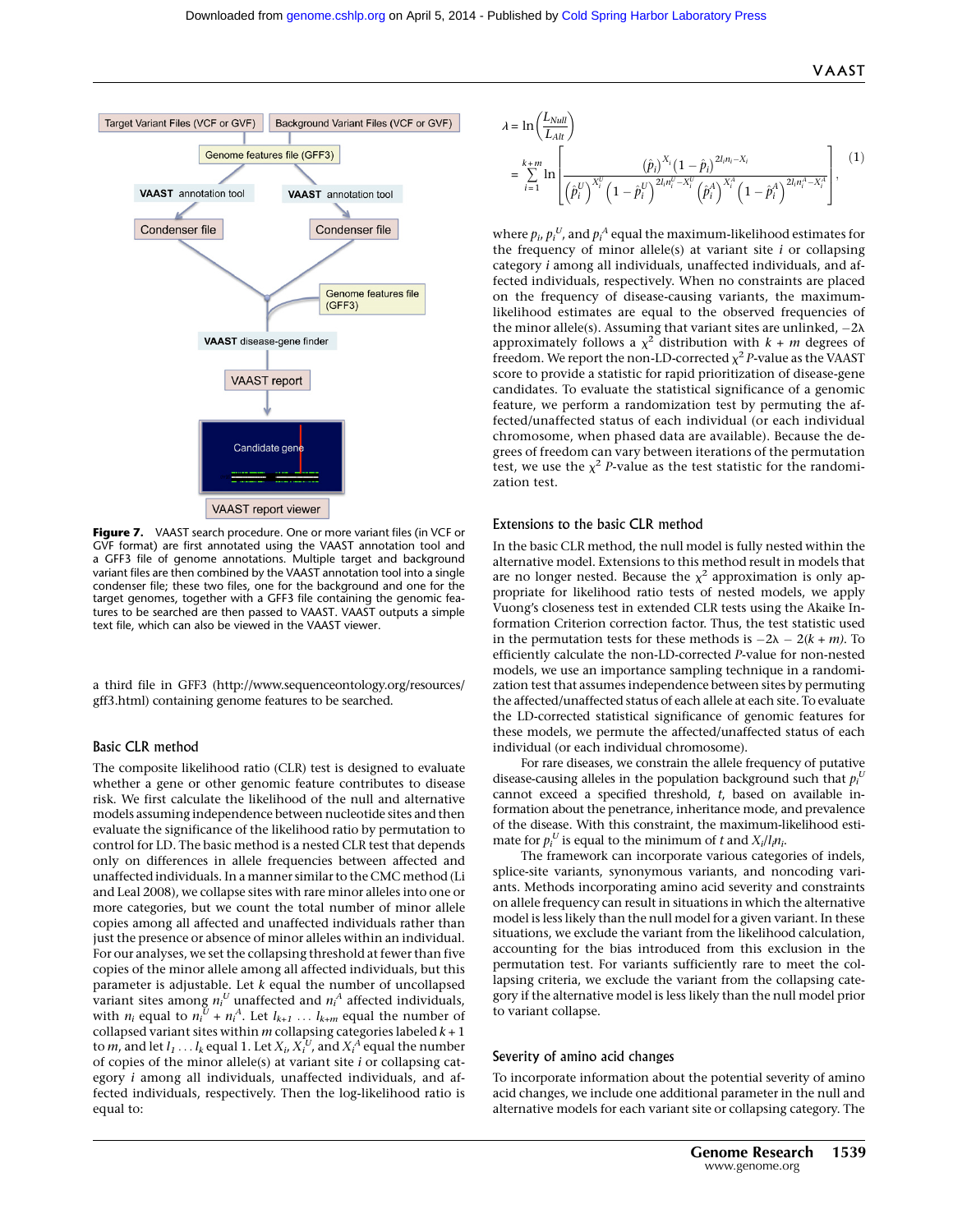Target Variant Files (VCF or GVF) | Background Variant Files (VCF or GVF)

Genome features file (GFF3)

VAAST annotation tool | VAAST annotation tool

Condenser file | Condenser file

Genome features file (GFF3)

VAAST disease-gene finder

VAAST report

Candidate gene

VAAST report viewer

**Figure 7.** VAAST search procedure. One or more variant files (in VCF or GVF format) are first annotated using the VAAST annotation tool and a GFF3 file of genome annotations. Multiple target and background variant files are then combined by the VAAST annotation tool into a single condenser file; these two files, one for the background and one for the target genomes, together with a GFF3 file containing the genomic features to be searched are then passed to VAAST. VAAST outputs a simple text file, which can also be viewed in the VAAST viewer.

a third file in GFF3 (http://www.sequenceontology.org/resources/gff3.html) containing genome features to be searched.

## Basic CLR method

The composite likelihood ratio (CLR) test is designed to evaluate whether a gene or other genomic feature contributes to disease risk. We first calculate the likelihood of the null and alternative models assuming independence between nucleotide sites and then evaluate the significance of the likelihood ratio by permutation to control for LD. The basic method is a nested CLR test that depends only on differences in allele frequencies between affected and unaffected individuals. In a manner similar to the CMC method (Li and Leal 2008), we collapse sites with rare minor alleles into one or more categories, but we count the total number of minor allele copies among all affected and unaffected individuals rather than just the presence or absence of minor alleles within an individual. For our analyses, we set the collapsing threshold at fewer than five copies of the minor allele among all affected individuals, but this parameter is adjustable. Let $k$ equal the number of uncollapsed variant sites among $n_i^U$ unaffected and $n_i^A$ affected individuals, with $n_i$ equal to $n_i^U + n_i^A$. Let $l_{k+1} \ldots l_{k+m}$ equal the number of collapsed variant sites within $m$ collapsing categories labeled $k+1$ to $m$, and let $l_1 \ldots l_k$ equal 1. Let $X_i$, $X_i^U$, and $X_i^A$ equal the number of copies of the minor allele(s) at variant site $i$ or collapsing category $i$ among all individuals, unaffected individuals, and affected individuals, respectively. Then the log-likelihood ratio is equal to:

$$\lambda = \ln\left(\frac{L_{Null}}{L_{Alt}}\right) = \sum_{i=1}^{k+m} \ln\left[\frac{(\hat{p}_i)^{X_i}(1-\hat{p}_i)^{2l_i n_i - X_i}}{\left(\hat{p}_i^U\right)^{X_i^U}\left(1-\hat{p}_i^U\right)^{2l_i n_i^U - X_i^U}\left(\hat{p}_i^A\right)^{X_i^A}\left(1-\hat{p}_i^A\right)^{2l_i n_i^A - X_i^A}}\right], \quad (1)$$

where $p_i$, $p_i^U$, and $p_i^A$ equal the maximum-likelihood estimates for the frequency of minor allele(s) at variant site $i$ or collapsing category $i$ among all individuals, unaffected individuals, and affected individuals, respectively. When no constraints are placed on the frequency of disease-causing variants, the maximum-likelihood estimates are equal to the observed frequencies of the minor allele(s). Assuming that variant sites are unlinked, $-2\lambda$ approximately follows a $\chi^2$ distribution with $k + m$ degrees of freedom. We report the non-LD-corrected $\chi^2$ $P$-value as the VAAST score to provide a statistic for rapid prioritization of disease-gene candidates. To evaluate the statistical significance of a genomic feature, we perform a randomization test by permuting the affected/unaffected status of each individual (or each individual chromosome, when phased data are available). Because the degrees of freedom can vary between iterations of the permutation test, we use the $\chi^2$ $P$-value as the test statistic for the randomization test.

## Extensions to the basic CLR method

In the basic CLR method, the null model is fully nested within the alternative model. Extensions to this method result in models that are no longer nested. Because the $\chi^2$ approximation is only appropriate for likelihood ratio tests of nested models, we apply Vuong's closeness test in extended CLR tests using the Akaike Information Criterion correction factor. Thus, the test statistic used in the permutation tests for these methods is $-2\lambda - 2(k + m)$. To efficiently calculate the non-LD-corrected $P$-value for non-nested models, we use an importance sampling technique in a randomization test that assumes independence between sites by permuting the affected/unaffected status of each allele at each site. To evaluate the LD-corrected statistical significance of genomic features for these models, we permute the affected/unaffected status of each individual (or each individual chromosome).

For rare diseases, we constrain the allele frequency of putative disease-causing alleles in the population background such that $p_i^U$ cannot exceed a specified threshold, $t$, based on available information about the penetrance, inheritance mode, and prevalence of the disease. With this constraint, the maximum-likelihood estimate for $p_i^U$ is equal to the minimum of $t$ and $X_i/l_i n_i$.

The framework can incorporate various categories of indels, splice-site variants, synonymous variants, and noncoding variants. Methods incorporating amino acid severity and constraints on allele frequency can result in situations in which the alternative model is less likely than the null model for a given variant. In these situations, we exclude the variant from the likelihood calculation, accounting for the bias introduced from this exclusion in the permutation test. For variants sufficiently rare to meet the collapsing criteria, we exclude the variant from the collapsing category if the alternative model is less likely than the null model prior to variant collapse.

## Severity of amino acid changes

To incorporate information about the potential severity of amino acid changes, we include one additional parameter in the null and alternative models for each variant site or collapsing category. The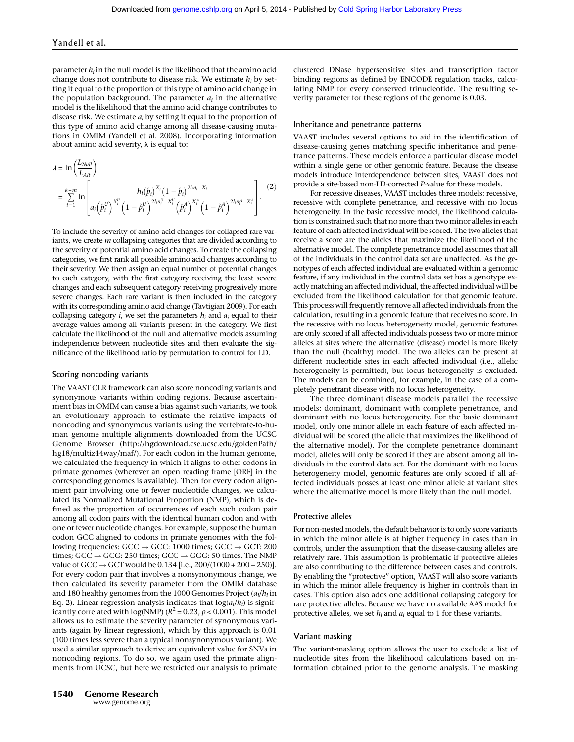parameter $h_i$ in the null model is the likelihood that the amino acid change does not contribute to disease risk. We estimate $h_i$ by setting it equal to the proportion of this type of amino acid change in the population background. The parameter $a_i$ in the alternative model is the likelihood that the amino acid change contributes to disease risk. We estimate $a_i$ by setting it equal to the proportion of this type of amino acid change among all disease-causing mutations in OMIM (Yandell et al. 2008). Incorporating information about amino acid severity, $\lambda$ is equal to:

$$\lambda = \ln\left(\frac{L_{Null}}{L_{Alt}}\right) = \sum_{i=1}^{k+m} \ln\left[\frac{h_i(\hat{p}_i)^{X_i}(1-\hat{p}_i)^{2l_i n_i - X_i}}{a_i\left(\hat{p}_i^U\right)^{X_i^U}\left(1-\hat{p}_i^U\right)^{2l_i n_i^U - X_i^U}\left(\hat{p}_i^A\right)^{X_i^A}\left(1-\hat{p}_i^A\right)^{2l_i n_i^A - X_i^A}}\right]. \quad (2)$$

To include the severity of amino acid changes for collapsed rare variants, we create $m$ collapsing categories that are divided according to the severity of potential amino acid changes. To create the collapsing categories, we first rank all possible amino acid changes according to their severity. We then assign an equal number of potential changes to each category, with the first category receiving the least severe changes and each subsequent category receiving progressively more severe changes. Each rare variant is then included in the category with its corresponding amino acid change (Tavtigian 2009). For each collapsing category $i$, we set the parameters $h_i$ and $a_i$ equal to their average values among all variants present in the category. We first calculate the likelihood of the null and alternative models assuming independence between nucleotide sites and then evaluate the significance of the likelihood ratio by permutation to control for LD.

### Scoring noncoding variants

The VAAST CLR framework can also score noncoding variants and synonymous variants within coding regions. Because ascertainment bias in OMIM can cause a bias against such variants, we took an evolutionary approach to estimate the relative impacts of noncoding and synonymous variants using the vertebrate-to-human genome multiple alignments downloaded from the UCSC Genome Browser (http://hgdownload.cse.ucsc.edu/goldenPath/hg18/multiz44way/maf/). For each codon in the human genome, we calculated the frequency in which it aligns to other codons in primate genomes (wherever an open reading frame [ORF] in the corresponding genomes is available). Then for every codon alignment pair involving one or fewer nucleotide changes, we calculated its Normalized Mutational Proportion (NMP), which is defined as the proportion of occurrences of each such codon pair among all codon pairs with the identical human codon and with one or fewer nucleotide changes. For example, suppose the human codon GCC aligned to codons in primate genomes with the following frequencies: GCC → GCC: 1000 times; GCC → GCT: 200 times; GCC → GCG: 250 times; GCC → GGG: 50 times. The NMP value of GCC → GCT would be 0.134 [i.e., 200/(1000 + 200 + 250)]. For every codon pair that involves a nonsynonymous change, we then calculated its severity parameter from the OMIM database and 180 healthy genomes from the 1000 Genomes Project ($a_i/h_i$ in Eq. 2). Linear regression analysis indicates that log($a_i/h_i$) is significantly correlated with log(NMP) ($R^2 = 0.23$, $p < 0.001$). This model allows us to estimate the severity parameter of synonymous variants (again by linear regression), which by this approach is 0.01 (100 times less severe than a typical nonsynonymous variant). We used a similar approach to derive an equivalent value for SNVs in noncoding regions. To do so, we again used the primate alignments from UCSC, but here we restricted our analysis to primate clustered DNase hypersensitive sites and transcription factor binding regions as defined by ENCODE regulation tracks, calculating NMP for every conserved trinucleotide. The resulting severity parameter for these regions of the genome is 0.03.

### Inheritance and penetrance patterns

VAAST includes several options to aid in the identification of disease-causing genes matching specific inheritance and penetrance patterns. These models enforce a particular disease model within a single gene or other genomic feature. Because the disease models introduce interdependence between sites, VAAST does not provide a site-based non-LD-corrected *P*-value for these models.

For recessive diseases, VAAST includes three models: recessive, recessive with complete penetrance, and recessive with no locus heterogeneity. In the basic recessive model, the likelihood calculation is constrained such that no more than two minor alleles in each feature of each affected individual will be scored. The two alleles that receive a score are the alleles that maximize the likelihood of the alternative model. The complete penetrance model assumes that all of the individuals in the control data set are unaffected. As the genotypes of each affected individual are evaluated within a genomic feature, if any individual in the control data set has a genotype exactly matching an affected individual, the affected individual will be excluded from the likelihood calculation for that genomic feature. This process will frequently remove all affected individuals from the calculation, resulting in a genomic feature that receives no score. In the recessive with no locus heterogeneity model, genomic features are only scored if all affected individuals possess two or more minor alleles at sites where the alternative (disease) model is more likely than the null (healthy) model. The two alleles can be present at different nucleotide sites in each affected individual (i.e., allelic heterogeneity is permitted), but locus heterogeneity is excluded. The models can be combined, for example, in the case of a completely penetrant disease with no locus heterogeneity.

The three dominant disease models parallel the recessive models: dominant, dominant with complete penetrance, and dominant with no locus heterogeneity. For the basic dominant model, only one minor allele in each feature of each affected individual will be scored (the allele that maximizes the likelihood of the alternative model). For the complete penetrance dominant model, alleles will only be scored if they are absent among all individuals in the control data set. For the dominant with no locus heterogeneity model, genomic features are only scored if all affected individuals posses at least one minor allele at variant sites where the alternative model is more likely than the null model.

### Protective alleles

For non-nested models, the default behavior is to only score variants in which the minor allele is at higher frequency in cases than in controls, under the assumption that the disease-causing alleles are relatively rare. This assumption is problematic if protective alleles are also contributing to the difference between cases and controls. By enabling the "protective" option, VAAST will also score variants in which the minor allele frequency is higher in controls than in cases. This option also adds one additional collapsing category for rare protective alleles. Because we have no available AAS model for protective alleles, we set $h_i$ and $a_i$ equal to 1 for these variants.

### Variant masking

The variant-masking option allows the user to exclude a list of nucleotide sites from the likelihood calculations based on information obtained prior to the genome analysis. The masking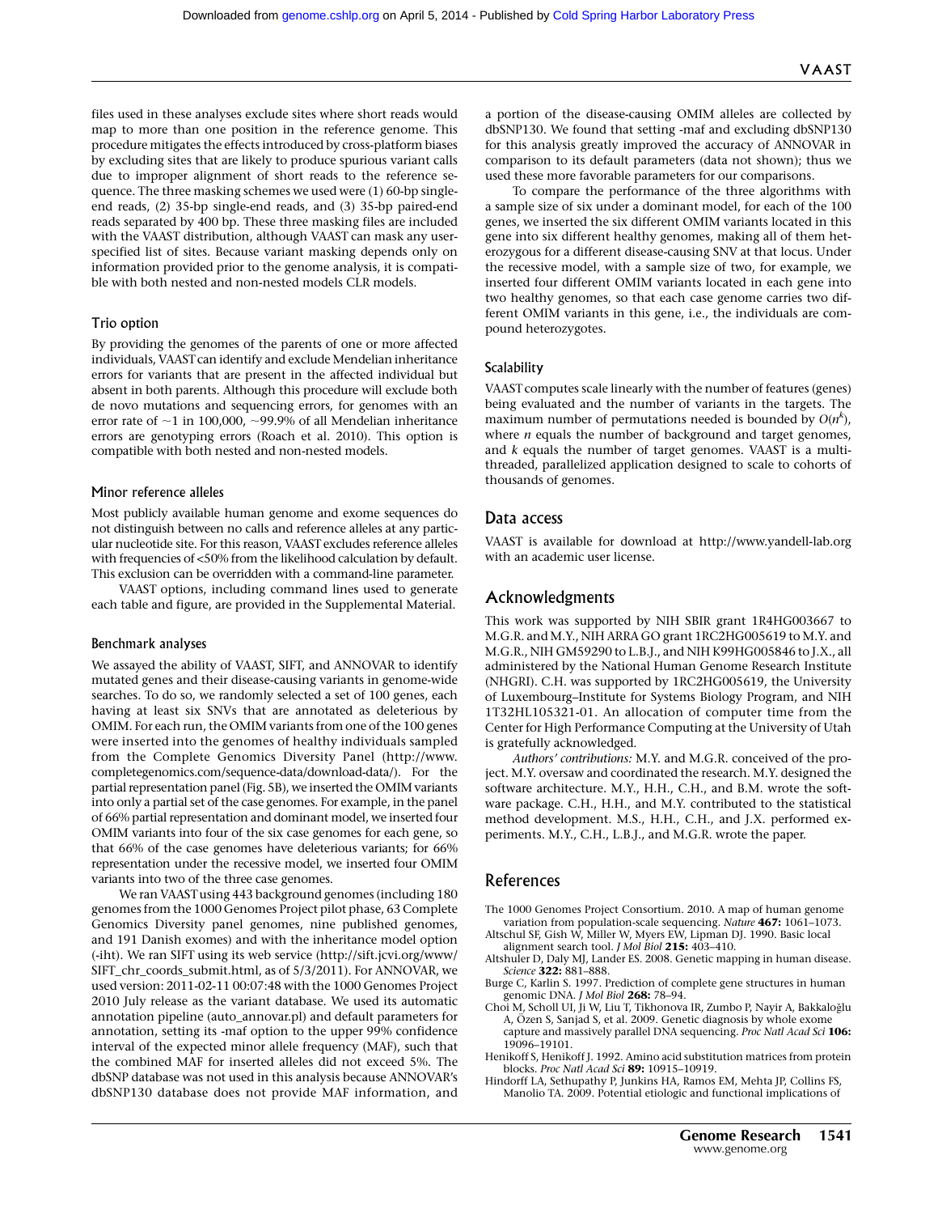files used in these analyses exclude sites where short reads would map to more than one position in the reference genome. This procedure mitigates the effects introduced by cross-platform biases by excluding sites that are likely to produce spurious variant calls due to improper alignment of short reads to the reference sequence. The three masking schemes we used were (1) 60-bp single-end reads, (2) 35-bp single-end reads, and (3) 35-bp paired-end reads separated by 400 bp. These three masking files are included with the VAAST distribution, although VAAST can mask any user-specified list of sites. Because variant masking depends only on information provided prior to the genome analysis, it is compatible with both nested and non-nested models CLR models.

### Trio option

By providing the genomes of the parents of one or more affected individuals, VAAST can identify and exclude Mendelian inheritance errors for variants that are present in the affected individual but absent in both parents. Although this procedure will exclude both de novo mutations and sequencing errors, for genomes with an error rate of ~1 in 100,000, ~99.9% of all Mendelian inheritance errors are genotyping errors (Roach et al. 2010). This option is compatible with both nested and non-nested models.

### Minor reference alleles

Most publicly available human genome and exome sequences do not distinguish between no calls and reference alleles at any particular nucleotide site. For this reason, VAAST excludes reference alleles with frequencies of <50% from the likelihood calculation by default. This exclusion can be overridden with a command-line parameter.

VAAST options, including command lines used to generate each table and figure, are provided in the Supplemental Material.

### Benchmark analyses

We assayed the ability of VAAST, SIFT, and ANNOVAR to identify mutated genes and their disease-causing variants in genome-wide searches. To do so, we randomly selected a set of 100 genes, each having at least six SNVs that are annotated as deleterious by OMIM. For each run, the OMIM variants from one of the 100 genes were inserted into the genomes of healthy individuals sampled from the Complete Genomics Diversity Panel (http://www.completegenomics.com/sequence-data/download-data/). For the partial representation panel (Fig. 5B), we inserted the OMIM variants into only a partial set of the case genomes. For example, in the panel of 66% partial representation and dominant model, we inserted four OMIM variants into four of the six case genomes for each gene, so that 66% of the case genomes have deleterious variants; for 66% representation under the recessive model, we inserted four OMIM variants into two of the three case genomes.

We ran VAAST using 443 background genomes (including 180 genomes from the 1000 Genomes Project pilot phase, 63 Complete Genomics Diversity panel genomes, nine published genomes, and 191 Danish exomes) and with the inheritance model option (-iht). We ran SIFT using its web service (http://sift.jcvi.org/www/SIFT_chr_coords_submit.html, as of 5/3/2011). For ANNOVAR, we used version: 2011-02-11 00:07:48 with the 1000 Genomes Project 2010 July release as the variant database. We used its automatic annotation pipeline (auto_annovar.pl) and default parameters for annotation, setting its -maf option to the upper 99% confidence interval of the expected minor allele frequency (MAF), such that the combined MAF for inserted alleles did not exceed 5%. The dbSNP database was not used in this analysis because ANNOVAR's dbSNP130 database does not provide MAF information, and a portion of the disease-causing OMIM alleles are collected by dbSNP130. We found that setting -maf and excluding dbSNP130 for this analysis greatly improved the accuracy of ANNOVAR in comparison to its default parameters (data not shown); thus we used these more favorable parameters for our comparisons.

To compare the performance of the three algorithms with a sample size of six under a dominant model, for each of the 100 genes, we inserted the six different OMIM variants located in this gene into six different healthy genomes, making all of them heterozygous for a different disease-causing SNV at that locus. Under the recessive model, with a sample size of two, for example, we inserted four different OMIM variants located in each gene into two healthy genomes, so that each case genome carries two different OMIM variants in this gene, i.e., the individuals are compound heterozygotes.

### Scalability

VAAST computes scale linearly with the number of features (genes) being evaluated and the number of variants in the targets. The maximum number of permutations needed is bounded by $O(n^k)$, where $n$ equals the number of background and target genomes, and $k$ equals the number of target genomes. VAAST is a multi-threaded, parallelized application designed to scale to cohorts of thousands of genomes.

## Data access

VAAST is available for download at http://www.yandell-lab.org with an academic user license.

## Acknowledgments

This work was supported by NIH SBIR grant 1R4HG003667 to M.G.R. and M.Y., NIH ARRA GO grant 1RC2HG005619 to M.Y. and M.G.R., NIH GM59290 to L.B.J., and NIH K99HG005846 to J.X., all administered by the National Human Genome Research Institute (NHGRI). C.H. was supported by 1RC2HG005619, the University of Luxembourg–Institute for Systems Biology Program, and NIH 1T32HL105321-01. An allocation of computer time from the Center for High Performance Computing at the University of Utah is gratefully acknowledged.

*Authors' contributions:* M.Y. and M.G.R. conceived of the project. M.Y. oversaw and coordinated the research. M.Y. designed the software architecture. M.Y., H.H., C.H., and B.M. wrote the software package. C.H., H.H., and M.Y. contributed to the statistical method development. M.S., H.H., C.H., and J.X. performed experiments. M.Y., C.H., L.B.J., and M.G.R. wrote the paper.

## References

The 1000 Genomes Project Consortium. 2010. A map of human genome variation from population-scale sequencing. *Nature* **467:** 1061–1073.

Altschul SF, Gish W, Miller W, Myers EW, Lipman DJ. 1990. Basic local alignment search tool. *J Mol Biol* **215:** 403–410.

Altshuler D, Daly MJ, Lander ES. 2008. Genetic mapping in human disease. *Science* **322:** 881–888.

Burge C, Karlin S. 1997. Prediction of complete gene structures in human genomic DNA. *J Mol Biol* **268:** 78–94.

Choi M, Scholl UI, Ji W, Liu T, Tikhonova IR, Zumbo P, Nayir A, Bakkaloğlu A, Özen S, Sanjad S, et al. 2009. Genetic diagnosis by whole exome capture and massively parallel DNA sequencing. *Proc Natl Acad Sci* **106:** 19096–19101.

Henikoff S, Henikoff J. 1992. Amino acid substitution matrices from protein blocks. *Proc Natl Acad Sci* **89:** 10915–10919.

Hindorff LA, Sethupathy P, Junkins HA, Ramos EM, Mehta JP, Collins FS, Manolio TA. 2009. Potential etiologic and functional implications of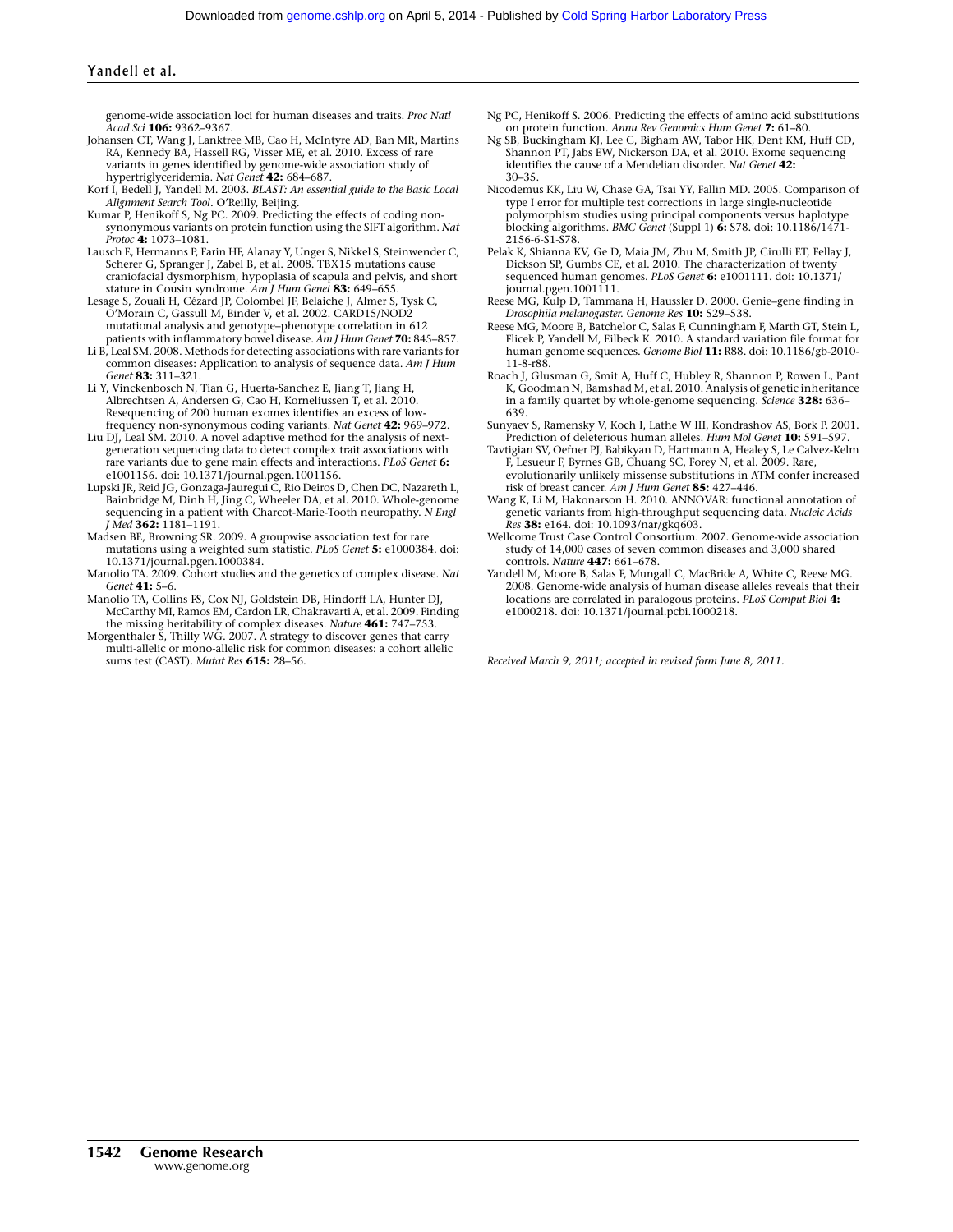genome-wide association loci for human diseases and traits. *Proc Natl Acad Sci* **106:** 9362–9367.

Johansen CT, Wang J, Lanktree MB, Cao H, McIntyre AD, Ban MR, Martins RA, Kennedy BA, Hassell RG, Visser ME, et al. 2010. Excess of rare variants in genes identified by genome-wide association study of hypertriglyceridemia. *Nat Genet* **42:** 684–687.

Korf I, Bedell J, Yandell M. 2003. *BLAST: An essential guide to the Basic Local Alignment Search Tool*. O'Reilly, Beijing.

Kumar P, Henikoff S, Ng PC. 2009. Predicting the effects of coding non-synonymous variants on protein function using the SIFT algorithm. *Nat Protoc* **4:** 1073–1081.

Lausch E, Hermanns P, Farin HF, Alanay Y, Unger S, Nikkel S, Steinwender C, Scherer G, Spranger J, Zabel B, et al. 2008. TBX15 mutations cause craniofacial dysmorphism, hypoplasia of scapula and pelvis, and short stature in Cousin syndrome. *Am J Hum Genet* **83:** 649–655.

Lesage S, Zouali H, Cézard JP, Colombel JF, Belaiche J, Almer S, Tysk C, O'Morain C, Gassull M, Binder V, et al. 2002. CARD15/NOD2 mutational analysis and genotype–phenotype correlation in 612 patients with inflammatory bowel disease. *Am J Hum Genet* **70:** 845–857.

Li B, Leal SM. 2008. Methods for detecting associations with rare variants for common diseases: Application to analysis of sequence data. *Am J Hum Genet* **83:** 311–321.

Li Y, Vinckenbosch N, Tian G, Huerta-Sanchez E, Jiang T, Jiang H, Albrechtsen A, Andersen G, Cao H, Korneliussen T, et al. 2010. Resequencing of 200 human exomes identifies an excess of low-frequency non-synonymous coding variants. *Nat Genet* **42:** 969–972.

Liu DJ, Leal SM. 2010. A novel adaptive method for the analysis of next-generation sequencing data to detect complex trait associations with rare variants due to gene main effects and interactions. *PLoS Genet* **6:** e1001156. doi: 10.1371/journal.pgen.1001156.

Lupski JR, Reid JG, Gonzaga-Jauregui C, Rio Deiros D, Chen DC, Nazareth L, Bainbridge M, Dinh H, Jing C, Wheeler DA, et al. 2010. Whole-genome sequencing in a patient with Charcot-Marie-Tooth neuropathy. *N Engl J Med* **362:** 1181–1191.

Madsen BE, Browning SR. 2009. A groupwise association test for rare mutations using a weighted sum statistic. *PLoS Genet* **5:** e1000384. doi: 10.1371/journal.pgen.1000384.

Manolio TA. 2009. Cohort studies and the genetics of complex disease. *Nat Genet* **41:** 5–6.

Manolio TA, Collins FS, Cox NJ, Goldstein DB, Hindorff LA, Hunter DJ, McCarthy MI, Ramos EM, Cardon LR, Chakravarti A, et al. 2009. Finding the missing heritability of complex diseases. *Nature* **461:** 747–753.

Morgenthaler S, Thilly WG. 2007. A strategy to discover genes that carry multi-allelic or mono-allelic risk for common diseases: a cohort allelic sums test (CAST). *Mutat Res* **615:** 28–56.

Ng PC, Henikoff S. 2006. Predicting the effects of amino acid substitutions on protein function. *Annu Rev Genomics Hum Genet* **7:** 61–80.

Ng SB, Buckingham KJ, Lee C, Bigham AW, Tabor HK, Dent KM, Huff CD, Shannon PT, Jabs EW, Nickerson DA, et al. 2010. Exome sequencing identifies the cause of a Mendelian disorder. *Nat Genet* **42:** 30–35.

Nicodemus KK, Liu W, Chase GA, Tsai YY, Fallin MD. 2005. Comparison of type I error for multiple test corrections in large single-nucleotide polymorphism studies using principal components versus haplotype blocking algorithms. *BMC Genet* (Suppl 1) **6:** S78. doi: 10.1186/1471-2156-6-S1-S78.

Pelak K, Shianna KV, Ge D, Maia JM, Zhu M, Smith JP, Cirulli ET, Fellay J, Dickson SP, Gumbs CE, et al. 2010. The characterization of twenty sequenced human genomes. *PLoS Genet* **6:** e1001111. doi: 10.1371/journal.pgen.1001111.

Reese MG, Kulp D, Tammana H, Haussler D. 2000. Genie—gene finding in *Drosophila melanogaster*. *Genome Res* **10:** 529–538.

Reese MG, Moore B, Batchelor C, Salas F, Cunningham F, Marth GT, Stein L, Flicek P, Yandell M, Eilbeck K. 2010. A standard variation file format for human genome sequences. *Genome Biol* **11:** R88. doi: 10.1186/gb-2010-11-8-r88.

Roach J, Glusman G, Smit A, Huff C, Hubley R, Shannon P, Rowen L, Pant K, Goodman N, Bamshad M, et al. 2010. Analysis of genetic inheritance in a family quartet by whole-genome sequencing. *Science* **328:** 636–639.

Sunyaev S, Ramensky V, Koch I, Lathe W III, Kondrashov AS, Bork P. 2001. Prediction of deleterious human alleles. *Hum Mol Genet* **10:** 591–597.

Tavtigian SV, Oefner PJ, Babikyan D, Hartmann A, Healey S, Le Calvez-Kelm F, Lesueur F, Byrnes GB, Chuang SC, Forey N, et al. 2009. Rare, evolutionarily unlikely missense substitutions in ATM confer increased risk of breast cancer. *Am J Hum Genet* **85:** 427–446.

Wang K, Li M, Hakonarson H. 2010. ANNOVAR: functional annotation of genetic variants from high-throughput sequencing data. *Nucleic Acids Res* **38:** e164. doi: 10.1093/nar/gkq603.

Wellcome Trust Case Control Consortium. 2007. Genome-wide association study of 14,000 cases of seven common diseases and 3,000 shared controls. *Nature* **447:** 661–678.

Yandell M, Moore B, Salas F, Mungall C, MacBride A, White C, Reese MG. 2008. Genome-wide analysis of human disease alleles reveals that their locations are correlated in paralogous proteins. *PLoS Comput Biol* **4:** e1000218. doi: 10.1371/journal.pcbi.1000218.

*Received March 9, 2011; accepted in revised form June 8, 2011.*